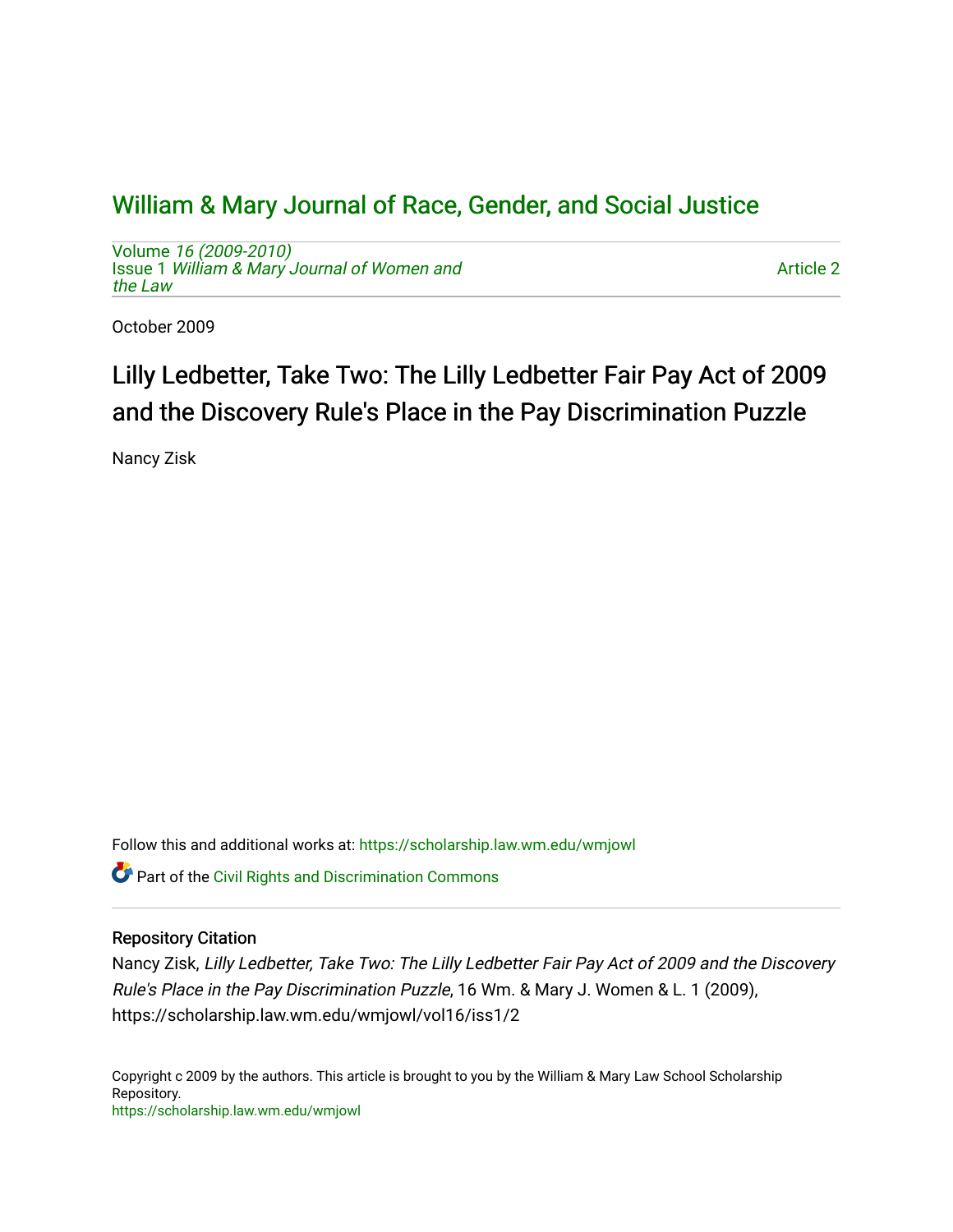# William & Mary Journal of Race, Gender, and Social Justice

Volume *16 (2009-2010)*
Issue 1 *William & Mary Journal of Women and the Law*

Article 2

October 2009

## Lilly Ledbetter, Take Two: The Lilly Ledbetter Fair Pay Act of 2009 and the Discovery Rule's Place in the Pay Discrimination Puzzle

Nancy Zisk

Follow this and additional works at: https://scholarship.law.wm.edu/wmjowl

Part of the Civil Rights and Discrimination Commons

### Repository Citation

Nancy Zisk, *Lilly Ledbetter, Take Two: The Lilly Ledbetter Fair Pay Act of 2009 and the Discovery Rule's Place in the Pay Discrimination Puzzle*, 16 Wm. & Mary J. Women & L. 1 (2009), https://scholarship.law.wm.edu/wmjowl/vol16/iss1/2

Copyright c 2009 by the authors. This article is brought to you by the William & Mary Law School Scholarship Repository.
https://scholarship.law.wm.edu/wmjowl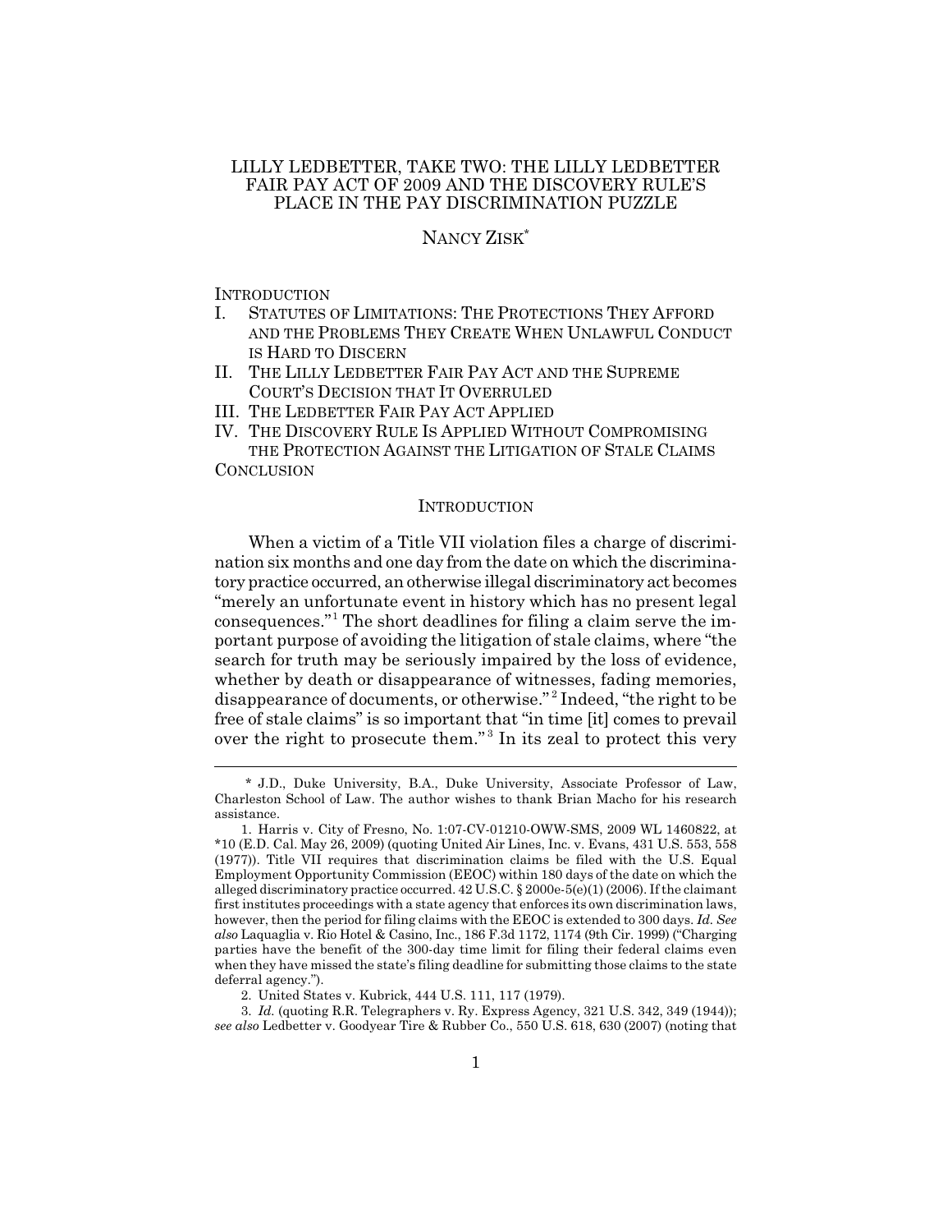# LILLY LEDBETTER, TAKE TWO: THE LILLY LEDBETTER FAIR PAY ACT OF 2009 AND THE DISCOVERY RULE'S PLACE IN THE PAY DISCRIMINATION PUZZLE

NANCY ZISK*

INTRODUCTION

I. STATUTES OF LIMITATIONS: THE PROTECTIONS THEY AFFORD AND THE PROBLEMS THEY CREATE WHEN UNLAWFUL CONDUCT IS HARD TO DISCERN

II. THE LILLY LEDBETTER FAIR PAY ACT AND THE SUPREME COURT'S DECISION THAT IT OVERRULED

III. THE LEDBETTER FAIR PAY ACT APPLIED

IV. THE DISCOVERY RULE IS APPLIED WITHOUT COMPROMISING THE PROTECTION AGAINST THE LITIGATION OF STALE CLAIMS

CONCLUSION

## INTRODUCTION

When a victim of a Title VII violation files a charge of discrimination six months and one day from the date on which the discriminatory practice occurred, an otherwise illegal discriminatory act becomes "merely an unfortunate event in history which has no present legal consequences."[1] The short deadlines for filing a claim serve the important purpose of avoiding the litigation of stale claims, where "the search for truth may be seriously impaired by the loss of evidence, whether by death or disappearance of witnesses, fading memories, disappearance of documents, or otherwise."[2] Indeed, "the right to be free of stale claims" is so important that "in time [it] comes to prevail over the right to prosecute them."[3] In its zeal to protect this very

---

\* J.D., Duke University, B.A., Duke University, Associate Professor of Law, Charleston School of Law. The author wishes to thank Brian Macho for his research assistance.

1. Harris v. City of Fresno, No. 1:07-CV-01210-OWW-SMS, 2009 WL 1460822, at \*10 (E.D. Cal. May 26, 2009) (quoting United Air Lines, Inc. v. Evans, 431 U.S. 553, 558 (1977)). Title VII requires that discrimination claims be filed with the U.S. Equal Employment Opportunity Commission (EEOC) within 180 days of the date on which the alleged discriminatory practice occurred. 42 U.S.C. § 2000e-5(e)(1) (2006). If the claimant first institutes proceedings with a state agency that enforces its own discrimination laws, however, then the period for filing claims with the EEOC is extended to 300 days. *Id. See also* Laquaglia v. Rio Hotel & Casino, Inc., 186 F.3d 1172, 1174 (9th Cir. 1999) ("Charging parties have the benefit of the 300-day time limit for filing their federal claims even when they have missed the state's filing deadline for submitting those claims to the state deferral agency.").

2. United States v. Kubrick, 444 U.S. 111, 117 (1979).

3. *Id.* (quoting R.R. Telegraphers v. Ry. Express Agency, 321 U.S. 342, 349 (1944)); *see also* Ledbetter v. Goodyear Tire & Rubber Co., 550 U.S. 618, 630 (2007) (noting that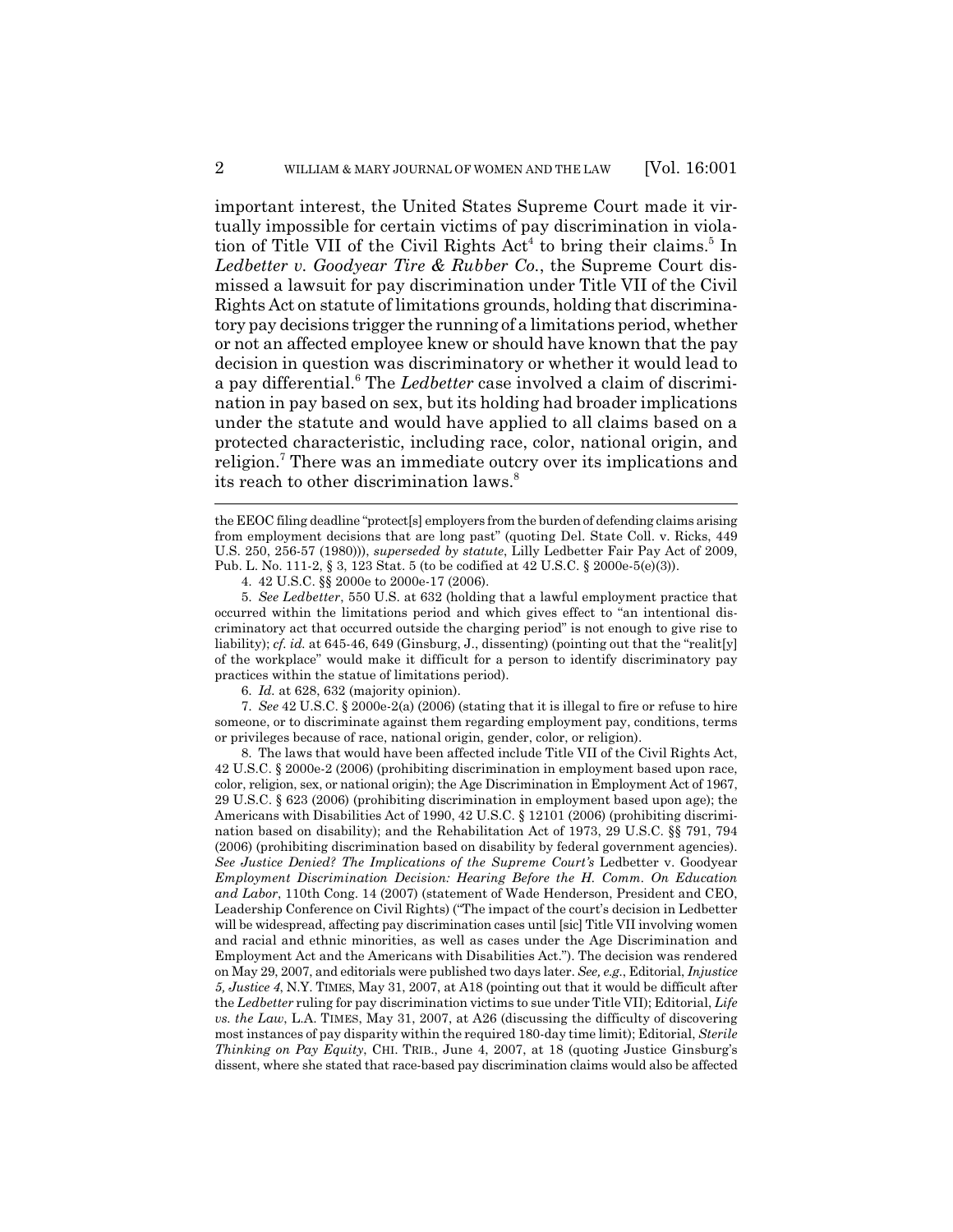important interest, the United States Supreme Court made it virtually impossible for certain victims of pay discrimination in violation of Title VII of the Civil Rights Act[4] to bring their claims.[5] In *Ledbetter v. Goodyear Tire & Rubber Co.*, the Supreme Court dismissed a lawsuit for pay discrimination under Title VII of the Civil Rights Act on statute of limitations grounds, holding that discriminatory pay decisions trigger the running of a limitations period, whether or not an affected employee knew or should have known that the pay decision in question was discriminatory or whether it would lead to a pay differential.[6] The *Ledbetter* case involved a claim of discrimination in pay based on sex, but its holding had broader implications under the statute and would have applied to all claims based on a protected characteristic, including race, color, national origin, and religion.[7] There was an immediate outcry over its implications and its reach to other discrimination laws.[8]

---

the EEOC filing deadline "protect[s] employers from the burden of defending claims arising from employment decisions that are long past" (quoting Del. State Coll. v. Ricks, 449 U.S. 250, 256-57 (1980))), *superseded by statute*, Lilly Ledbetter Fair Pay Act of 2009, Pub. L. No. 111-2, § 3, 123 Stat. 5 (to be codified at 42 U.S.C. § 2000e-5(e)(3)).

4. 42 U.S.C. §§ 2000e to 2000e-17 (2006).

5. *See Ledbetter*, 550 U.S. at 632 (holding that a lawful employment practice that occurred within the limitations period and which gives effect to "an intentional discriminatory act that occurred outside the charging period" is not enough to give rise to liability); *cf. id.* at 645-46, 649 (Ginsburg, J., dissenting) (pointing out that the "realit[y] of the workplace" would make it difficult for a person to identify discriminatory pay practices within the statue of limitations period).

6. *Id.* at 628, 632 (majority opinion).

7. *See* 42 U.S.C. § 2000e-2(a) (2006) (stating that it is illegal to fire or refuse to hire someone, or to discriminate against them regarding employment pay, conditions, terms or privileges because of race, national origin, gender, color, or religion).

8. The laws that would have been affected include Title VII of the Civil Rights Act, 42 U.S.C. § 2000e-2 (2006) (prohibiting discrimination in employment based upon race, color, religion, sex, or national origin); the Age Discrimination in Employment Act of 1967, 29 U.S.C. § 623 (2006) (prohibiting discrimination in employment based upon age); the Americans with Disabilities Act of 1990, 42 U.S.C. § 12101 (2006) (prohibiting discrimination based on disability); and the Rehabilitation Act of 1973, 29 U.S.C. §§ 791, 794 (2006) (prohibiting discrimination based on disability by federal government agencies). *See Justice Denied? The Implications of the Supreme Court's* Ledbetter v. Goodyear *Employment Discrimination Decision: Hearing Before the H. Comm. On Education and Labor*, 110th Cong. 14 (2007) (statement of Wade Henderson, President and CEO, Leadership Conference on Civil Rights) ("The impact of the court's decision in Ledbetter will be widespread, affecting pay discrimination cases until [sic] Title VII involving women and racial and ethnic minorities, as well as cases under the Age Discrimination and Employment Act and the Americans with Disabilities Act."). The decision was rendered on May 29, 2007, and editorials were published two days later. *See, e.g.*, Editorial, *Injustice 5, Justice 4*, N.Y. TIMES, May 31, 2007, at A18 (pointing out that it would be difficult after the *Ledbetter* ruling for pay discrimination victims to sue under Title VII); Editorial, *Life vs. the Law*, L.A. TIMES, May 31, 2007, at A26 (discussing the difficulty of discovering most instances of pay disparity within the required 180-day time limit); Editorial, *Sterile Thinking on Pay Equity*, CHI. TRIB., June 4, 2007, at 18 (quoting Justice Ginsburg's dissent, where she stated that race-based pay discrimination claims would also be affected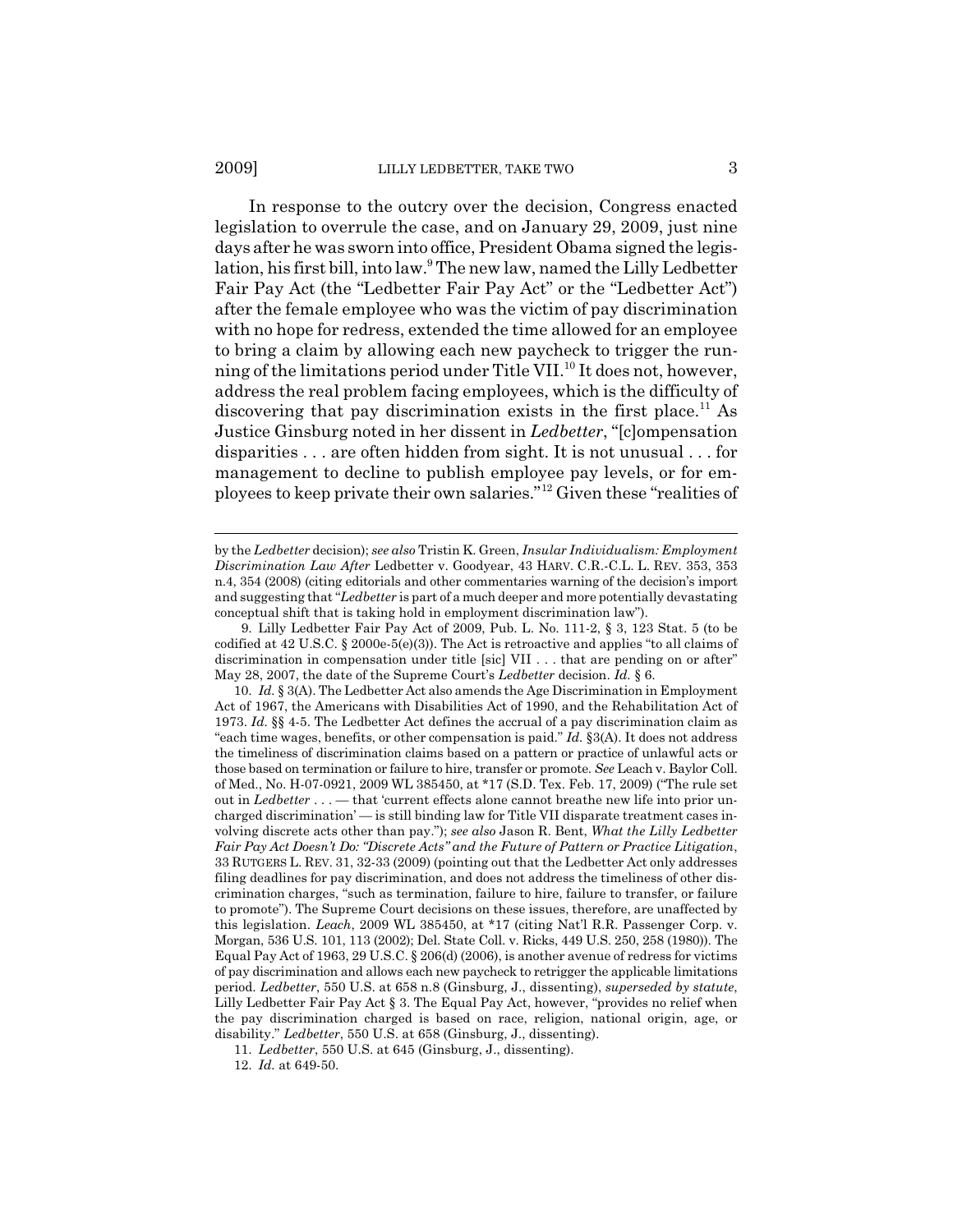In response to the outcry over the decision, Congress enacted legislation to overrule the case, and on January 29, 2009, just nine days after he was sworn into office, President Obama signed the legislation, his first bill, into law.[9] The new law, named the Lilly Ledbetter Fair Pay Act (the "Ledbetter Fair Pay Act" or the "Ledbetter Act") after the female employee who was the victim of pay discrimination with no hope for redress, extended the time allowed for an employee to bring a claim by allowing each new paycheck to trigger the running of the limitations period under Title VII.[10] It does not, however, address the real problem facing employees, which is the difficulty of discovering that pay discrimination exists in the first place.[11] As Justice Ginsburg noted in her dissent in *Ledbetter*, "[c]ompensation disparities . . . are often hidden from sight. It is not unusual . . . for management to decline to publish employee pay levels, or for employees to keep private their own salaries."[12] Given these "realities of

---

by the *Ledbetter* decision); *see also* Tristin K. Green, *Insular Individualism: Employment Discrimination Law After* Ledbetter v. Goodyear, 43 HARV. C.R.-C.L. L. REV. 353, 353 n.4, 354 (2008) (citing editorials and other commentaries warning of the decision's import and suggesting that "*Ledbetter* is part of a much deeper and more potentially devastating conceptual shift that is taking hold in employment discrimination law").

9. Lilly Ledbetter Fair Pay Act of 2009, Pub. L. No. 111-2, § 3, 123 Stat. 5 (to be codified at 42 U.S.C. § 2000e-5(e)(3)). The Act is retroactive and applies "to all claims of discrimination in compensation under title [sic] VII . . . that are pending on or after" May 28, 2007, the date of the Supreme Court's *Ledbetter* decision. *Id.* § 6.

10. *Id.* § 3(A). The Ledbetter Act also amends the Age Discrimination in Employment Act of 1967, the Americans with Disabilities Act of 1990, and the Rehabilitation Act of 1973. *Id.* §§ 4-5. The Ledbetter Act defines the accrual of a pay discrimination claim as "each time wages, benefits, or other compensation is paid." *Id.* §3(A). It does not address the timeliness of discrimination claims based on a pattern or practice of unlawful acts or those based on termination or failure to hire, transfer or promote. *See* Leach v. Baylor Coll. of Med., No. H-07-0921, 2009 WL 385450, at *17 (S.D. Tex. Feb. 17, 2009) ("The rule set out in *Ledbetter* . . . — that 'current effects alone cannot breathe new life into prior uncharged discrimination' — is still binding law for Title VII disparate treatment cases involving discrete acts other than pay."); *see also* Jason R. Bent, *What the Lilly Ledbetter Fair Pay Act Doesn't Do: "Discrete Acts" and the Future of Pattern or Practice Litigation*, 33 RUTGERS L. REV. 31, 32-33 (2009) (pointing out that the Ledbetter Act only addresses filing deadlines for pay discrimination, and does not address the timeliness of other discrimination charges, "such as termination, failure to hire, failure to transfer, or failure to promote"). The Supreme Court decisions on these issues, therefore, are unaffected by this legislation. *Leach*, 2009 WL 385450, at *17 (citing Nat'l R.R. Passenger Corp. v. Morgan, 536 U.S. 101, 113 (2002); Del. State Coll. v. Ricks, 449 U.S. 250, 258 (1980)). The Equal Pay Act of 1963, 29 U.S.C. § 206(d) (2006), is another avenue of redress for victims of pay discrimination and allows each new paycheck to retrigger the applicable limitations period. *Ledbetter*, 550 U.S. at 658 n.8 (Ginsburg, J., dissenting), *superseded by statute*, Lilly Ledbetter Fair Pay Act § 3. The Equal Pay Act, however, "provides no relief when the pay discrimination charged is based on race, religion, national origin, age, or disability." *Ledbetter*, 550 U.S. at 658 (Ginsburg, J., dissenting).

11. *Ledbetter*, 550 U.S. at 645 (Ginsburg, J., dissenting).

12. *Id.* at 649-50.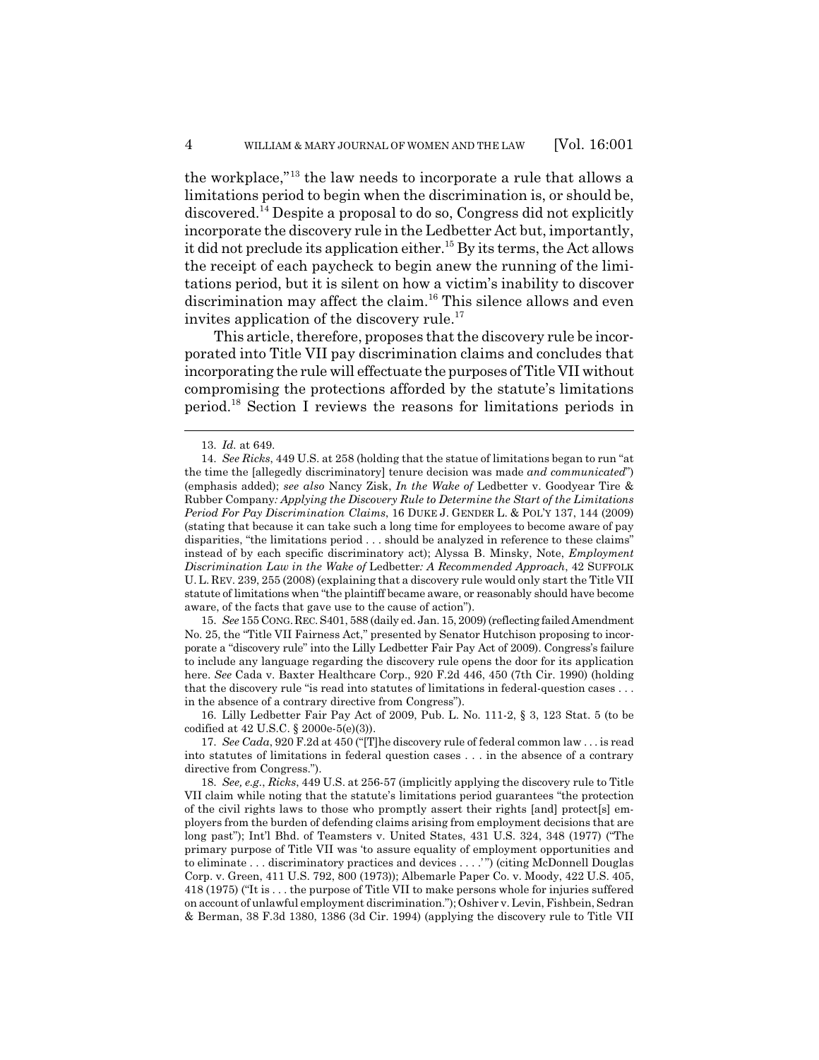the workplace,"[13] the law needs to incorporate a rule that allows a limitations period to begin when the discrimination is, or should be, discovered.[14] Despite a proposal to do so, Congress did not explicitly incorporate the discovery rule in the Ledbetter Act but, importantly, it did not preclude its application either.[15] By its terms, the Act allows the receipt of each paycheck to begin anew the running of the limitations period, but it is silent on how a victim's inability to discover discrimination may affect the claim.[16] This silence allows and even invites application of the discovery rule.[17]

This article, therefore, proposes that the discovery rule be incorporated into Title VII pay discrimination claims and concludes that incorporating the rule will effectuate the purposes of Title VII without compromising the protections afforded by the statute's limitations period.[18] Section I reviews the reasons for limitations periods in

---

13. *Id.* at 649.

14. *See Ricks*, 449 U.S. at 258 (holding that the statue of limitations began to run "at the time the [allegedly discriminatory] tenure decision was made *and communicated*") (emphasis added); *see also* Nancy Zisk, *In the Wake of* Ledbetter v. Goodyear Tire & Rubber Company*: Applying the Discovery Rule to Determine the Start of the Limitations Period For Pay Discrimination Claims*, 16 DUKE J. GENDER L. & POL'Y 137, 144 (2009) (stating that because it can take such a long time for employees to become aware of pay disparities, "the limitations period . . . should be analyzed in reference to these claims" instead of by each specific discriminatory act); Alyssa B. Minsky, Note, *Employment Discrimination Law in the Wake of* Ledbetter*: A Recommended Approach*, 42 SUFFOLK U. L. REV. 239, 255 (2008) (explaining that a discovery rule would only start the Title VII statute of limitations when "the plaintiff became aware, or reasonably should have become aware, of the facts that gave use to the cause of action").

15. *See* 155 CONG. REC. S401, 588 (daily ed. Jan. 15, 2009) (reflecting failed Amendment No. 25, the "Title VII Fairness Act," presented by Senator Hutchison proposing to incorporate a "discovery rule" into the Lilly Ledbetter Fair Pay Act of 2009). Congress's failure to include any language regarding the discovery rule opens the door for its application here. *See* Cada v. Baxter Healthcare Corp., 920 F.2d 446, 450 (7th Cir. 1990) (holding that the discovery rule "is read into statutes of limitations in federal-question cases . . . in the absence of a contrary directive from Congress").

16. Lilly Ledbetter Fair Pay Act of 2009, Pub. L. No. 111-2, § 3, 123 Stat. 5 (to be codified at 42 U.S.C. § 2000e-5(e)(3)).

17. *See Cada*, 920 F.2d at 450 ("[T]he discovery rule of federal common law . . . is read into statutes of limitations in federal question cases . . . in the absence of a contrary directive from Congress.").

18. *See, e.g.*, *Ricks*, 449 U.S. at 256-57 (implicitly applying the discovery rule to Title VII claim while noting that the statute's limitations period guarantees "the protection of the civil rights laws to those who promptly assert their rights [and] protect[s] employers from the burden of defending claims arising from employment decisions that are long past"); Int'l Bhd. of Teamsters v. United States, 431 U.S. 324, 348 (1977) ("The primary purpose of Title VII was 'to assure equality of employment opportunities and to eliminate . . . discriminatory practices and devices . . . .'") (citing McDonnell Douglas Corp. v. Green, 411 U.S. 792, 800 (1973)); Albemarle Paper Co. v. Moody, 422 U.S. 405, 418 (1975) ("It is . . . the purpose of Title VII to make persons whole for injuries suffered on account of unlawful employment discrimination."); Oshiver v. Levin, Fishbein, Sedran & Berman, 38 F.3d 1380, 1386 (3d Cir. 1994) (applying the discovery rule to Title VII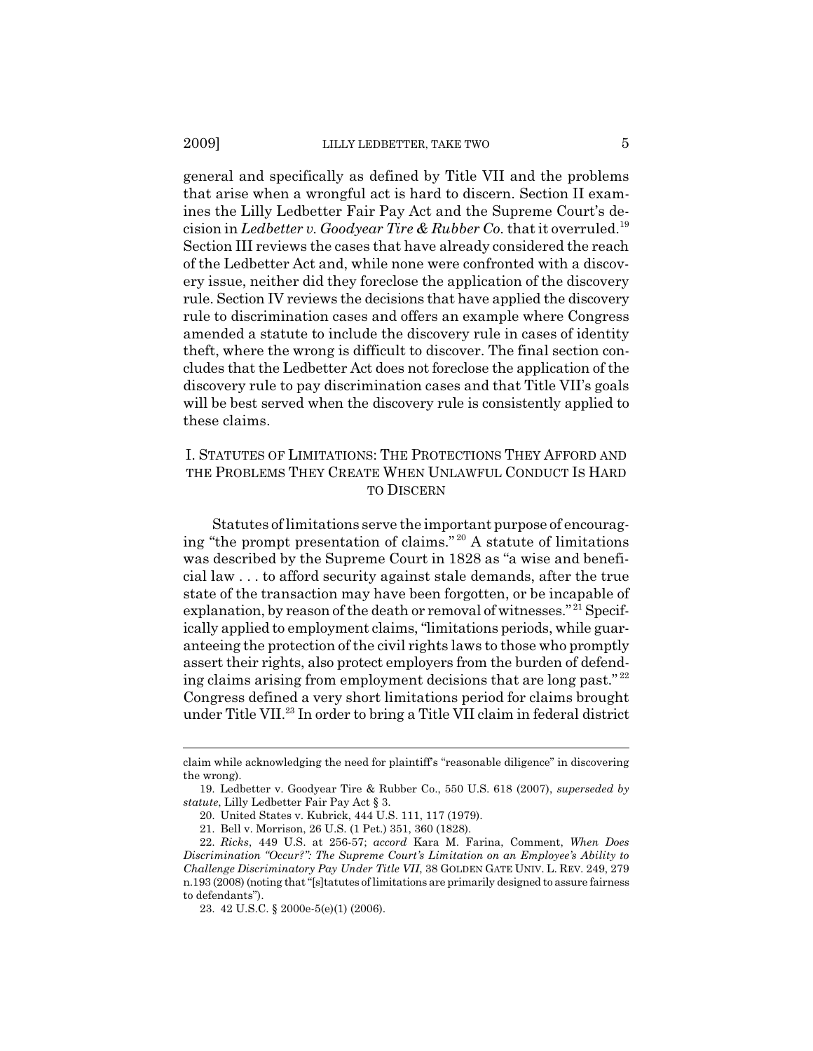general and specifically as defined by Title VII and the problems that arise when a wrongful act is hard to discern. Section II examines the Lilly Ledbetter Fair Pay Act and the Supreme Court's decision in *Ledbetter v. Goodyear Tire & Rubber Co.* that it overruled.[19] Section III reviews the cases that have already considered the reach of the Ledbetter Act and, while none were confronted with a discovery issue, neither did they foreclose the application of the discovery rule. Section IV reviews the decisions that have applied the discovery rule to discrimination cases and offers an example where Congress amended a statute to include the discovery rule in cases of identity theft, where the wrong is difficult to discover. The final section concludes that the Ledbetter Act does not foreclose the application of the discovery rule to pay discrimination cases and that Title VII's goals will be best served when the discovery rule is consistently applied to these claims.

## I. Statutes of Limitations: The Protections They Afford and the Problems They Create When Unlawful Conduct Is Hard to Discern

Statutes of limitations serve the important purpose of encouraging "the prompt presentation of claims."[20] A statute of limitations was described by the Supreme Court in 1828 as "a wise and beneficial law . . . to afford security against stale demands, after the true state of the transaction may have been forgotten, or be incapable of explanation, by reason of the death or removal of witnesses."[21] Specifically applied to employment claims, "limitations periods, while guaranteeing the protection of the civil rights laws to those who promptly assert their rights, also protect employers from the burden of defending claims arising from employment decisions that are long past."[22] Congress defined a very short limitations period for claims brought under Title VII.[23] In order to bring a Title VII claim in federal district

---

claim while acknowledging the need for plaintiff's "reasonable diligence" in discovering the wrong).

19. Ledbetter v. Goodyear Tire & Rubber Co., 550 U.S. 618 (2007), *superseded by statute*, Lilly Ledbetter Fair Pay Act § 3.

20. United States v. Kubrick, 444 U.S. 111, 117 (1979).

21. Bell v. Morrison, 26 U.S. (1 Pet.) 351, 360 (1828).

22. *Ricks*, 449 U.S. at 256-57; *accord* Kara M. Farina, Comment, *When Does Discrimination "Occur?": The Supreme Court's Limitation on an Employee's Ability to Challenge Discriminatory Pay Under Title VII*, 38 Golden Gate Univ. L. Rev. 249, 279 n.193 (2008) (noting that "[s]tatutes of limitations are primarily designed to assure fairness to defendants").

23. 42 U.S.C. § 2000e-5(e)(1) (2006).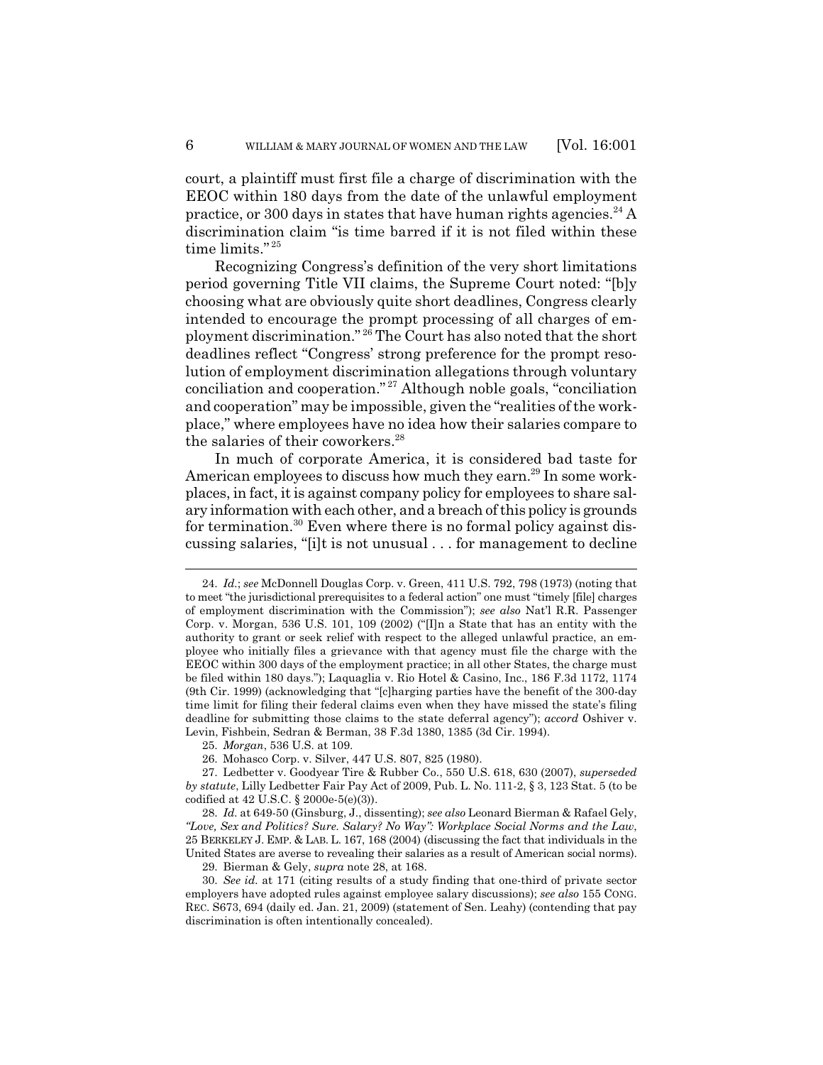court, a plaintiff must first file a charge of discrimination with the EEOC within 180 days from the date of the unlawful employment practice, or 300 days in states that have human rights agencies.[24] A discrimination claim "is time barred if it is not filed within these time limits."[25]

Recognizing Congress's definition of the very short limitations period governing Title VII claims, the Supreme Court noted: "[b]y choosing what are obviously quite short deadlines, Congress clearly intended to encourage the prompt processing of all charges of employment discrimination."[26] The Court has also noted that the short deadlines reflect "Congress' strong preference for the prompt resolution of employment discrimination allegations through voluntary conciliation and cooperation."[27] Although noble goals, "conciliation and cooperation" may be impossible, given the "realities of the workplace," where employees have no idea how their salaries compare to the salaries of their coworkers.[28]

In much of corporate America, it is considered bad taste for American employees to discuss how much they earn.[29] In some workplaces, in fact, it is against company policy for employees to share salary information with each other, and a breach of this policy is grounds for termination.[30] Even where there is no formal policy against discussing salaries, "[i]t is not unusual . . . for management to decline

---

24. *Id.*; *see* McDonnell Douglas Corp. v. Green, 411 U.S. 792, 798 (1973) (noting that to meet "the jurisdictional prerequisites to a federal action" one must "timely [file] charges of employment discrimination with the Commission"); *see also* Nat'l R.R. Passenger Corp. v. Morgan, 536 U.S. 101, 109 (2002) ("[I]n a State that has an entity with the authority to grant or seek relief with respect to the alleged unlawful practice, an employee who initially files a grievance with that agency must file the charge with the EEOC within 300 days of the employment practice; in all other States, the charge must be filed within 180 days."); Laquaglia v. Rio Hotel & Casino, Inc., 186 F.3d 1172, 1174 (9th Cir. 1999) (acknowledging that "[c]harging parties have the benefit of the 300-day time limit for filing their federal claims even when they have missed the state's filing deadline for submitting those claims to the state deferral agency"); *accord* Oshiver v. Levin, Fishbein, Sedran & Berman, 38 F.3d 1380, 1385 (3d Cir. 1994).

25. *Morgan*, 536 U.S. at 109.

26. Mohasco Corp. v. Silver, 447 U.S. 807, 825 (1980).

27. Ledbetter v. Goodyear Tire & Rubber Co., 550 U.S. 618, 630 (2007), *superseded by statute*, Lilly Ledbetter Fair Pay Act of 2009, Pub. L. No. 111-2, § 3, 123 Stat. 5 (to be codified at 42 U.S.C. § 2000e-5(e)(3)).

28. *Id.* at 649-50 (Ginsburg, J., dissenting); *see also* Leonard Bierman & Rafael Gely, *"Love, Sex and Politics? Sure. Salary? No Way": Workplace Social Norms and the Law*, 25 BERKELEY J. EMP. & LAB. L. 167, 168 (2004) (discussing the fact that individuals in the United States are averse to revealing their salaries as a result of American social norms).

29. Bierman & Gely, *supra* note 28, at 168.

30. *See id.* at 171 (citing results of a study finding that one-third of private sector employers have adopted rules against employee salary discussions); *see also* 155 CONG. REC. S673, 694 (daily ed. Jan. 21, 2009) (statement of Sen. Leahy) (contending that pay discrimination is often intentionally concealed).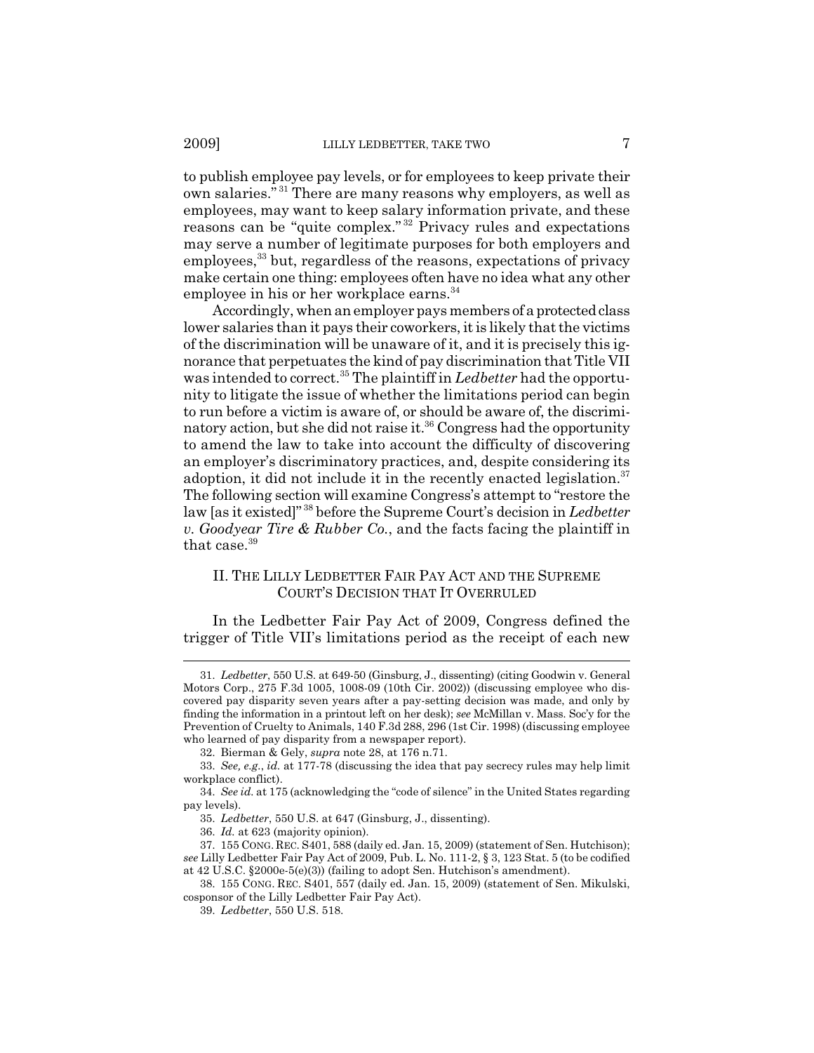to publish employee pay levels, or for employees to keep private their own salaries."[31] There are many reasons why employers, as well as employees, may want to keep salary information private, and these reasons can be "quite complex."[32] Privacy rules and expectations may serve a number of legitimate purposes for both employers and employees,[33] but, regardless of the reasons, expectations of privacy make certain one thing: employees often have no idea what any other employee in his or her workplace earns.[34]

Accordingly, when an employer pays members of a protected class lower salaries than it pays their coworkers, it is likely that the victims of the discrimination will be unaware of it, and it is precisely this ignorance that perpetuates the kind of pay discrimination that Title VII was intended to correct.[35] The plaintiff in *Ledbetter* had the opportunity to litigate the issue of whether the limitations period can begin to run before a victim is aware of, or should be aware of, the discriminatory action, but she did not raise it.[36] Congress had the opportunity to amend the law to take into account the difficulty of discovering an employer's discriminatory practices, and, despite considering its adoption, it did not include it in the recently enacted legislation.[37] The following section will examine Congress's attempt to "restore the law [as it existed]"[38] before the Supreme Court's decision in *Ledbetter v. Goodyear Tire & Rubber Co.*, and the facts facing the plaintiff in that case.[39]

## II. THE LILLY LEDBETTER FAIR PAY ACT AND THE SUPREME COURT'S DECISION THAT IT OVERRULED

In the Ledbetter Fair Pay Act of 2009, Congress defined the trigger of Title VII's limitations period as the receipt of each new

---

31. *Ledbetter*, 550 U.S. at 649-50 (Ginsburg, J., dissenting) (citing Goodwin v. General Motors Corp., 275 F.3d 1005, 1008-09 (10th Cir. 2002)) (discussing employee who discovered pay disparity seven years after a pay-setting decision was made, and only by finding the information in a printout left on her desk); *see* McMillan v. Mass. Soc'y for the Prevention of Cruelty to Animals, 140 F.3d 288, 296 (1st Cir. 1998) (discussing employee who learned of pay disparity from a newspaper report).

32. Bierman & Gely, *supra* note 28, at 176 n.71.

33. *See, e.g.*, *id.* at 177-78 (discussing the idea that pay secrecy rules may help limit workplace conflict).

34. *See id.* at 175 (acknowledging the "code of silence" in the United States regarding pay levels).

35. *Ledbetter*, 550 U.S. at 647 (Ginsburg, J., dissenting).

36. *Id.* at 623 (majority opinion).

37. 155 CONG. REC. S401, 588 (daily ed. Jan. 15, 2009) (statement of Sen. Hutchison); *see* Lilly Ledbetter Fair Pay Act of 2009, Pub. L. No. 111-2, § 3, 123 Stat. 5 (to be codified at 42 U.S.C. §2000e-5(e)(3)) (failing to adopt Sen. Hutchison's amendment).

38. 155 CONG. REC. S401, 557 (daily ed. Jan. 15, 2009) (statement of Sen. Mikulski, cosponsor of the Lilly Ledbetter Fair Pay Act).

39. *Ledbetter*, 550 U.S. 518.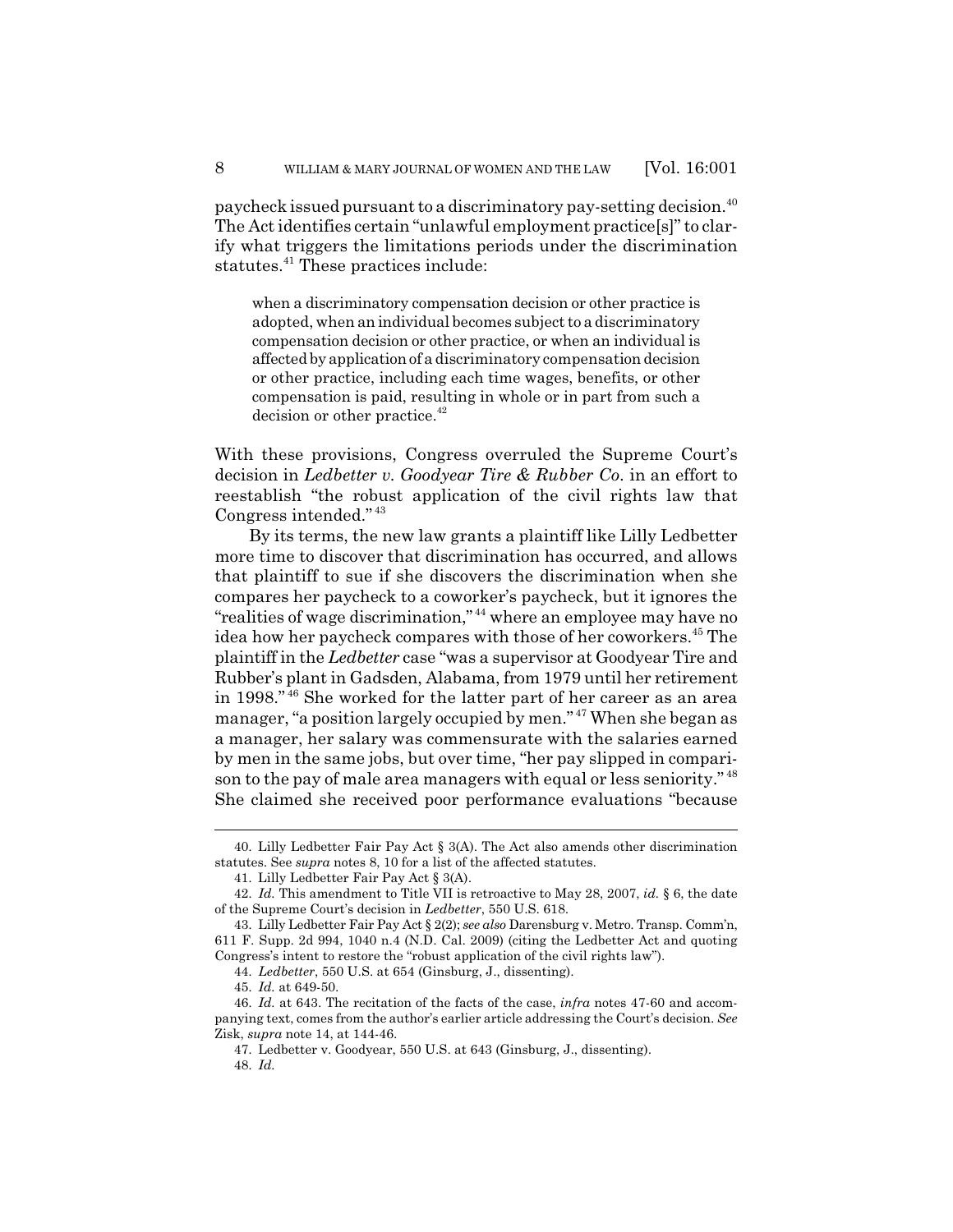paycheck issued pursuant to a discriminatory pay-setting decision.[40] The Act identifies certain "unlawful employment practice[s]" to clarify what triggers the limitations periods under the discrimination statutes.[41] These practices include:

> when a discriminatory compensation decision or other practice is adopted, when an individual becomes subject to a discriminatory compensation decision or other practice, or when an individual is affected by application of a discriminatory compensation decision or other practice, including each time wages, benefits, or other compensation is paid, resulting in whole or in part from such a decision or other practice.[42]

With these provisions, Congress overruled the Supreme Court's decision in *Ledbetter v. Goodyear Tire & Rubber Co.* in an effort to reestablish "the robust application of the civil rights law that Congress intended."[43]

By its terms, the new law grants a plaintiff like Lilly Ledbetter more time to discover that discrimination has occurred, and allows that plaintiff to sue if she discovers the discrimination when she compares her paycheck to a coworker's paycheck, but it ignores the "realities of wage discrimination,"[44] where an employee may have no idea how her paycheck compares with those of her coworkers.[45] The plaintiff in the *Ledbetter* case "was a supervisor at Goodyear Tire and Rubber's plant in Gadsden, Alabama, from 1979 until her retirement in 1998."[46] She worked for the latter part of her career as an area manager, "a position largely occupied by men."[47] When she began as a manager, her salary was commensurate with the salaries earned by men in the same jobs, but over time, "her pay slipped in comparison to the pay of male area managers with equal or less seniority."[48] She claimed she received poor performance evaluations "because

---

40. Lilly Ledbetter Fair Pay Act § 3(A). The Act also amends other discrimination statutes. See *supra* notes 8, 10 for a list of the affected statutes.

41. Lilly Ledbetter Fair Pay Act § 3(A).

42. *Id.* This amendment to Title VII is retroactive to May 28, 2007, *id.* § 6, the date of the Supreme Court's decision in *Ledbetter*, 550 U.S. 618.

43. Lilly Ledbetter Fair Pay Act § 2(2); *see also* Darensburg v. Metro. Transp. Comm'n, 611 F. Supp. 2d 994, 1040 n.4 (N.D. Cal. 2009) (citing the Ledbetter Act and quoting Congress's intent to restore the "robust application of the civil rights law").

44. *Ledbetter*, 550 U.S. at 654 (Ginsburg, J., dissenting).

45. *Id.* at 649-50.

46. *Id.* at 643. The recitation of the facts of the case, *infra* notes 47-60 and accompanying text, comes from the author's earlier article addressing the Court's decision. *See* Zisk, *supra* note 14, at 144-46.

47. Ledbetter v. Goodyear, 550 U.S. at 643 (Ginsburg, J., dissenting).

48. *Id.*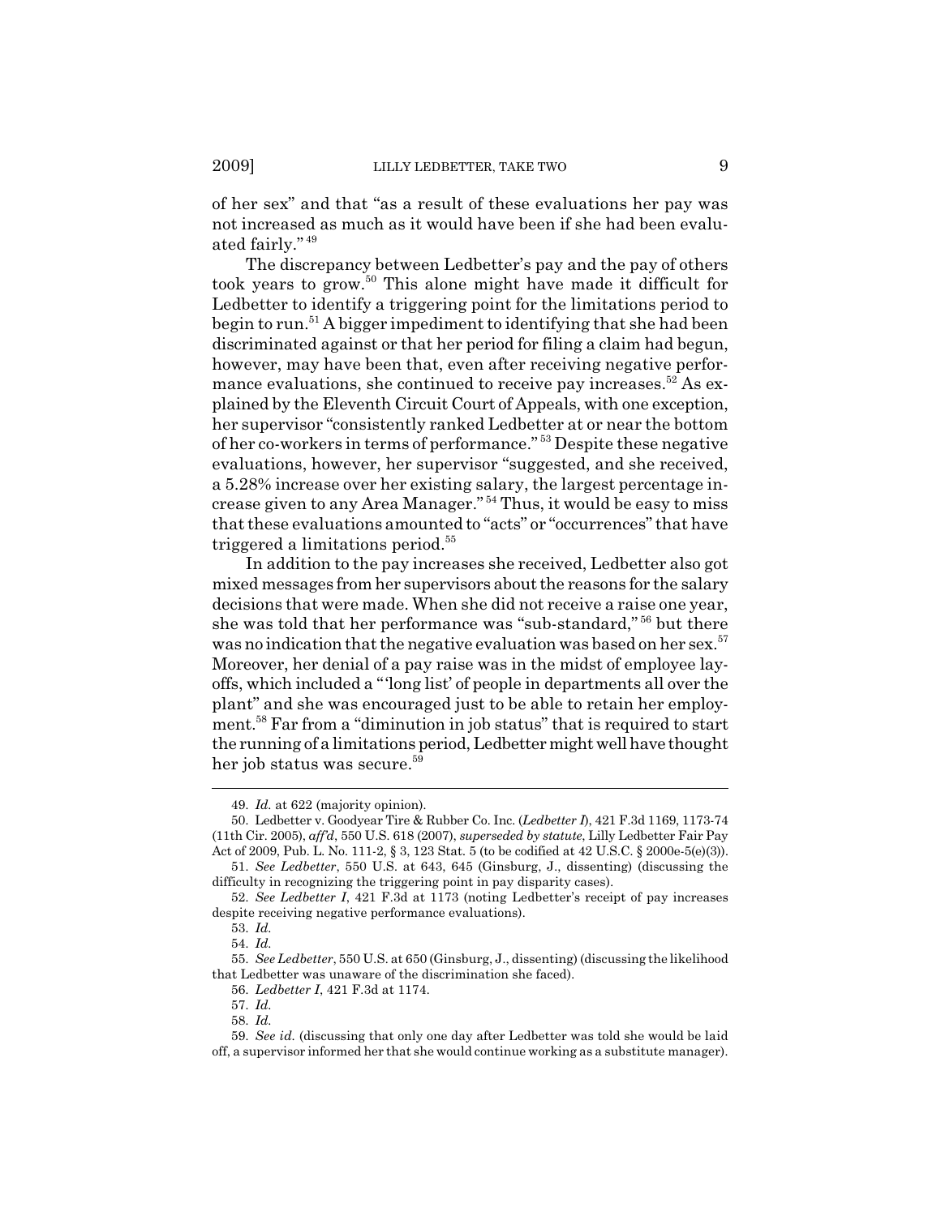of her sex" and that "as a result of these evaluations her pay was not increased as much as it would have been if she had been evaluated fairly." [49]

The discrepancy between Ledbetter's pay and the pay of others took years to grow.[50] This alone might have made it difficult for Ledbetter to identify a triggering point for the limitations period to begin to run.[51] A bigger impediment to identifying that she had been discriminated against or that her period for filing a claim had begun, however, may have been that, even after receiving negative performance evaluations, she continued to receive pay increases.[52] As explained by the Eleventh Circuit Court of Appeals, with one exception, her supervisor "consistently ranked Ledbetter at or near the bottom of her co-workers in terms of performance." [53] Despite these negative evaluations, however, her supervisor "suggested, and she received, a 5.28% increase over her existing salary, the largest percentage increase given to any Area Manager." [54] Thus, it would be easy to miss that these evaluations amounted to "acts" or "occurrences" that have triggered a limitations period.[55]

In addition to the pay increases she received, Ledbetter also got mixed messages from her supervisors about the reasons for the salary decisions that were made. When she did not receive a raise one year, she was told that her performance was "sub-standard," [56] but there was no indication that the negative evaluation was based on her sex.[57] Moreover, her denial of a pay raise was in the midst of employee layoffs, which included a "'long list' of people in departments all over the plant" and she was encouraged just to be able to retain her employment.[58] Far from a "diminution in job status" that is required to start the running of a limitations period, Ledbetter might well have thought her job status was secure.[59]

---

49. *Id.* at 622 (majority opinion).

50. Ledbetter v. Goodyear Tire & Rubber Co. Inc. (*Ledbetter I*), 421 F.3d 1169, 1173-74 (11th Cir. 2005), *aff'd*, 550 U.S. 618 (2007), *superseded by statute*, Lilly Ledbetter Fair Pay Act of 2009, Pub. L. No. 111-2, § 3, 123 Stat. 5 (to be codified at 42 U.S.C. § 2000e-5(e)(3)).

51. *See Ledbetter*, 550 U.S. at 643, 645 (Ginsburg, J., dissenting) (discussing the difficulty in recognizing the triggering point in pay disparity cases).

52. *See Ledbetter I*, 421 F.3d at 1173 (noting Ledbetter's receipt of pay increases despite receiving negative performance evaluations).

53. *Id.*

54. *Id.*

55. *See Ledbetter*, 550 U.S. at 650 (Ginsburg, J., dissenting) (discussing the likelihood that Ledbetter was unaware of the discrimination she faced).

56. *Ledbetter I*, 421 F.3d at 1174.

57. *Id.*

58. *Id.*

59. *See id.* (discussing that only one day after Ledbetter was told she would be laid off, a supervisor informed her that she would continue working as a substitute manager).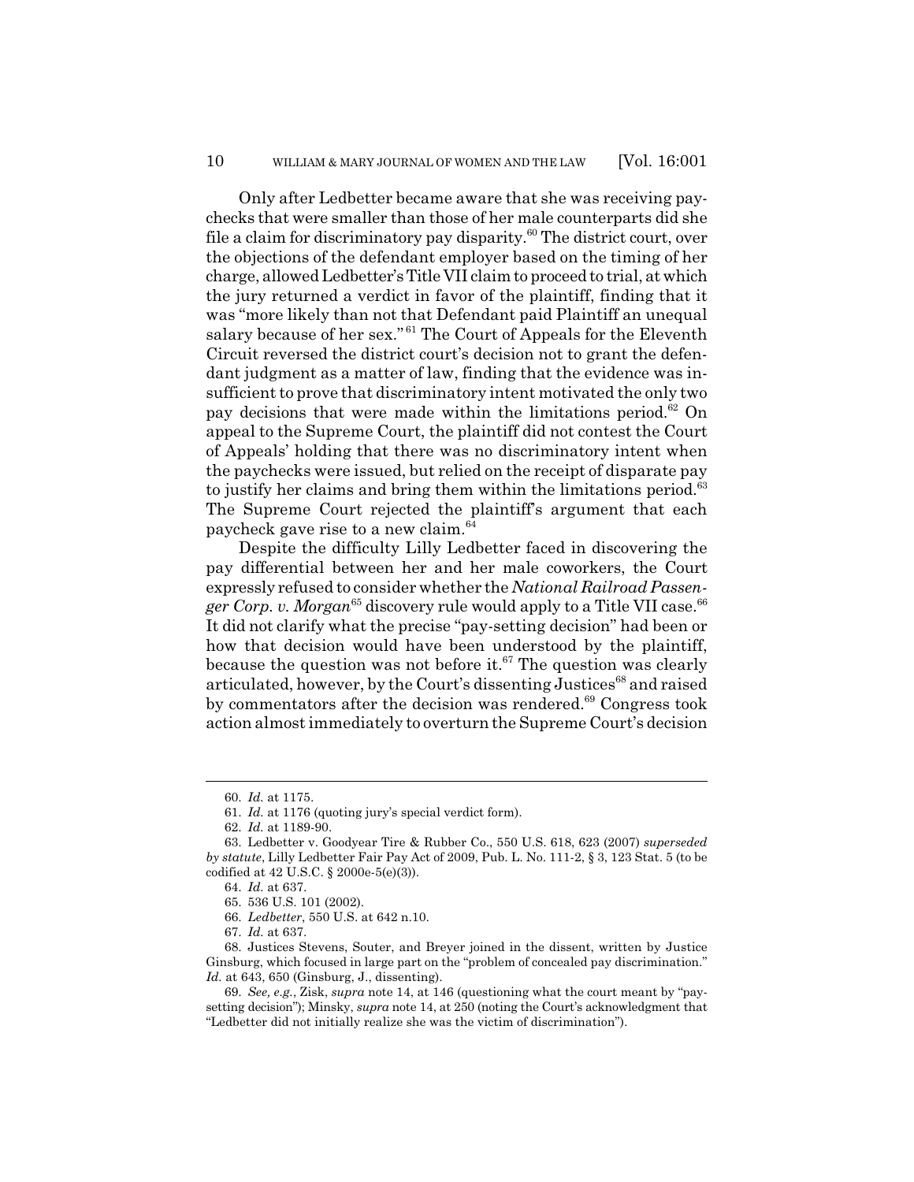Only after Ledbetter became aware that she was receiving paychecks that were smaller than those of her male counterparts did she file a claim for discriminatory pay disparity.[60] The district court, over the objections of the defendant employer based on the timing of her charge, allowed Ledbetter's Title VII claim to proceed to trial, at which the jury returned a verdict in favor of the plaintiff, finding that it was "more likely than not that Defendant paid Plaintiff an unequal salary because of her sex."[61] The Court of Appeals for the Eleventh Circuit reversed the district court's decision not to grant the defendant judgment as a matter of law, finding that the evidence was insufficient to prove that discriminatory intent motivated the only two pay decisions that were made within the limitations period.[62] On appeal to the Supreme Court, the plaintiff did not contest the Court of Appeals' holding that there was no discriminatory intent when the paychecks were issued, but relied on the receipt of disparate pay to justify her claims and bring them within the limitations period.[63] The Supreme Court rejected the plaintiff's argument that each paycheck gave rise to a new claim.[64]

Despite the difficulty Lilly Ledbetter faced in discovering the pay differential between her and her male coworkers, the Court expressly refused to consider whether the *National Railroad Passenger Corp. v. Morgan*[65] discovery rule would apply to a Title VII case.[66] It did not clarify what the precise "pay-setting decision" had been or how that decision would have been understood by the plaintiff, because the question was not before it.[67] The question was clearly articulated, however, by the Court's dissenting Justices[68] and raised by commentators after the decision was rendered.[69] Congress took action almost immediately to overturn the Supreme Court's decision

---

60. *Id.* at 1175.

61. *Id.* at 1176 (quoting jury's special verdict form).

62. *Id.* at 1189-90.

63. Ledbetter v. Goodyear Tire & Rubber Co., 550 U.S. 618, 623 (2007) *superseded by statute*, Lilly Ledbetter Fair Pay Act of 2009, Pub. L. No. 111-2, § 3, 123 Stat. 5 (to be codified at 42 U.S.C. § 2000e-5(e)(3)).

64. *Id.* at 637.

65. 536 U.S. 101 (2002).

66. *Ledbetter*, 550 U.S. at 642 n.10.

67. *Id.* at 637.

68. Justices Stevens, Souter, and Breyer joined in the dissent, written by Justice Ginsburg, which focused in large part on the "problem of concealed pay discrimination." *Id.* at 643, 650 (Ginsburg, J., dissenting).

69. *See, e.g.*, Zisk, *supra* note 14, at 146 (questioning what the court meant by "pay-setting decision"); Minsky, *supra* note 14, at 250 (noting the Court's acknowledgment that "Ledbetter did not initially realize she was the victim of discrimination").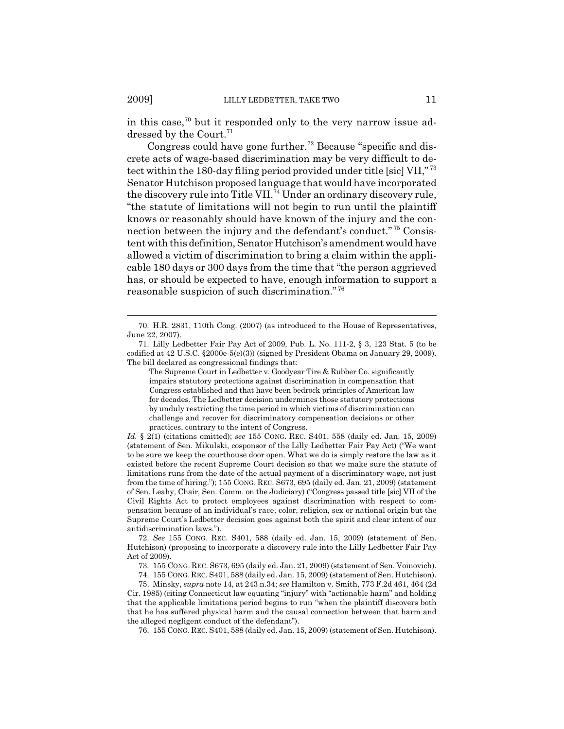in this case,[70] but it responded only to the very narrow issue addressed by the Court.[71]

Congress could have gone further.[72] Because "specific and discrete acts of wage-based discrimination may be very difficult to detect within the 180-day filing period provided under title [sic] VII,"[73] Senator Hutchison proposed language that would have incorporated the discovery rule into Title VII.[74] Under an ordinary discovery rule, "the statute of limitations will not begin to run until the plaintiff knows or reasonably should have known of the injury and the connection between the injury and the defendant's conduct."[75] Consistent with this definition, Senator Hutchison's amendment would have allowed a victim of discrimination to bring a claim within the applicable 180 days or 300 days from the time that "the person aggrieved has, or should be expected to have, enough information to support a reasonable suspicion of such discrimination."[76]

---

70. H.R. 2831, 110th Cong. (2007) (as introduced to the House of Representatives, June 22, 2007).

71. Lilly Ledbetter Fair Pay Act of 2009, Pub. L. No. 111-2, § 3, 123 Stat. 5 (to be codified at 42 U.S.C. §2000e-5(e)(3)) (signed by President Obama on January 29, 2009). The bill declared as congressional findings that:

> The Supreme Court in Ledbetter v. Goodyear Tire & Rubber Co. significantly impairs statutory protections against discrimination in compensation that Congress established and that have been bedrock principles of American law for decades. The Ledbetter decision undermines those statutory protections by unduly restricting the time period in which victims of discrimination can challenge and recover for discriminatory compensation decisions or other practices, contrary to the intent of Congress.

*Id.* § 2(1) (citations omitted); *see* 155 CONG. REC. S401, 558 (daily ed. Jan. 15, 2009) (statement of Sen. Mikulski, cosponsor of the Lilly Ledbetter Fair Pay Act) ("We want to be sure we keep the courthouse door open. What we do is simply restore the law as it existed before the recent Supreme Court decision so that we make sure the statute of limitations runs from the date of the actual payment of a discriminatory wage, not just from the time of hiring."); 155 CONG. REC. S673, 695 (daily ed. Jan. 21, 2009) (statement of Sen. Leahy, Chair, Sen. Comm. on the Judiciary) ("Congress passed title [sic] VII of the Civil Rights Act to protect employees against discrimination with respect to compensation because of an individual's race, color, religion, sex or national origin but the Supreme Court's Ledbetter decision goes against both the spirit and clear intent of our antidiscrimination laws.").

72. *See* 155 CONG. REC. S401, 588 (daily ed. Jan. 15, 2009) (statement of Sen. Hutchison) (proposing to incorporate a discovery rule into the Lilly Ledbetter Fair Pay Act of 2009).

73. 155 CONG. REC. S673, 695 (daily ed. Jan. 21, 2009) (statement of Sen. Voinovich).

74. 155 CONG. REC. S401, 588 (daily ed. Jan. 15, 2009) (statement of Sen. Hutchison).

75. Minsky, *supra* note 14, at 243 n.34; *see* Hamilton v. Smith, 773 F.2d 461, 464 (2d Cir. 1985) (citing Connecticut law equating "injury" with "actionable harm" and holding that the applicable limitations period begins to run "when the plaintiff discovers both that he has suffered physical harm and the causal connection between that harm and the alleged negligent conduct of the defendant").

76. 155 CONG. REC. S401, 588 (daily ed. Jan. 15, 2009) (statement of Sen. Hutchison).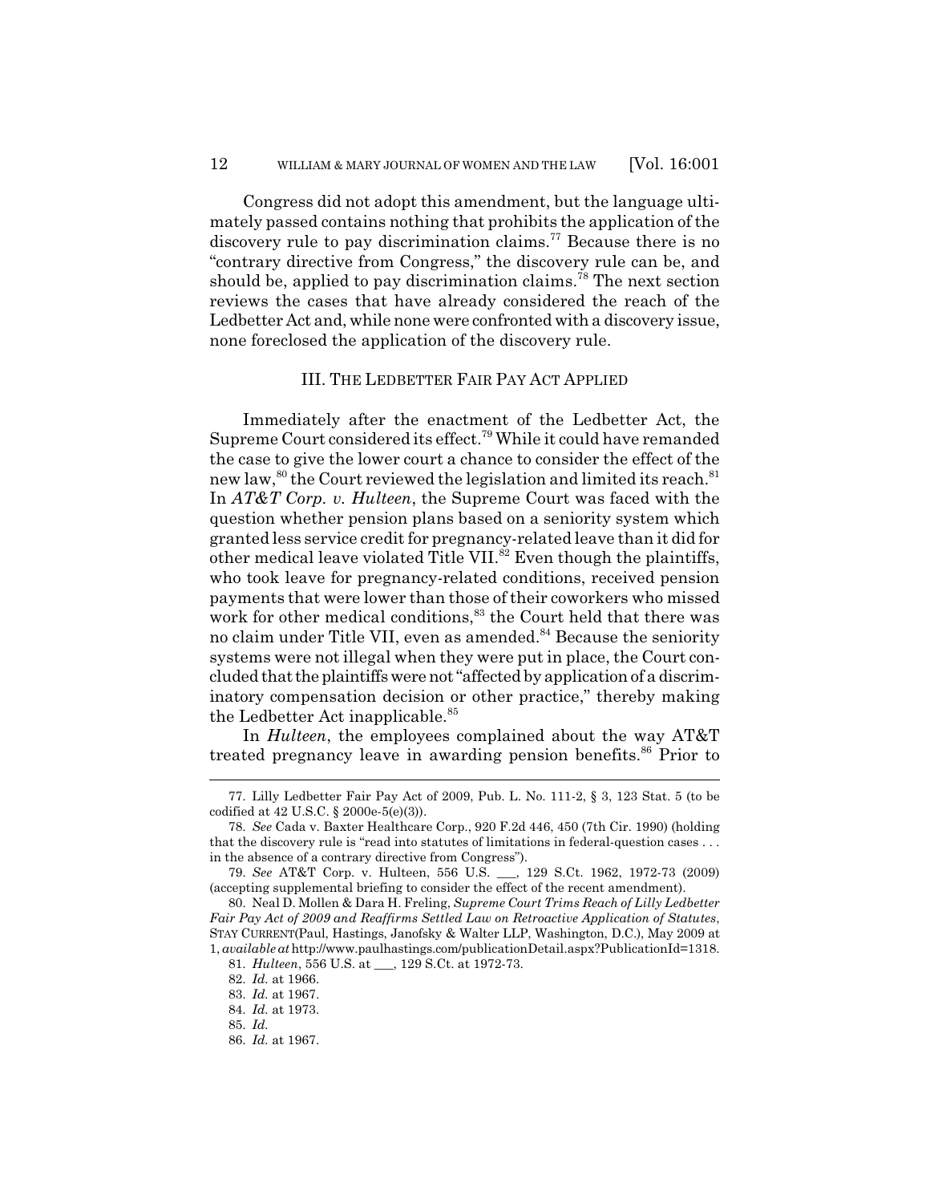Congress did not adopt this amendment, but the language ultimately passed contains nothing that prohibits the application of the discovery rule to pay discrimination claims.[77] Because there is no "contrary directive from Congress," the discovery rule can be, and should be, applied to pay discrimination claims.[78] The next section reviews the cases that have already considered the reach of the Ledbetter Act and, while none were confronted with a discovery issue, none foreclosed the application of the discovery rule.

## III. THE LEDBETTER FAIR PAY ACT APPLIED

Immediately after the enactment of the Ledbetter Act, the Supreme Court considered its effect.[79] While it could have remanded the case to give the lower court a chance to consider the effect of the new law,[80] the Court reviewed the legislation and limited its reach.[81] In *AT&T Corp. v. Hulteen*, the Supreme Court was faced with the question whether pension plans based on a seniority system which granted less service credit for pregnancy-related leave than it did for other medical leave violated Title VII.[82] Even though the plaintiffs, who took leave for pregnancy-related conditions, received pension payments that were lower than those of their coworkers who missed work for other medical conditions,[83] the Court held that there was no claim under Title VII, even as amended.[84] Because the seniority systems were not illegal when they were put in place, the Court concluded that the plaintiffs were not "affected by application of a discriminatory compensation decision or other practice," thereby making the Ledbetter Act inapplicable.[85]

In *Hulteen*, the employees complained about the way AT&T treated pregnancy leave in awarding pension benefits.[86] Prior to

---

77. Lilly Ledbetter Fair Pay Act of 2009, Pub. L. No. 111-2, § 3, 123 Stat. 5 (to be codified at 42 U.S.C. § 2000e-5(e)(3)).

78. *See* Cada v. Baxter Healthcare Corp., 920 F.2d 446, 450 (7th Cir. 1990) (holding that the discovery rule is "read into statutes of limitations in federal-question cases . . . in the absence of a contrary directive from Congress").

79. *See* AT&T Corp. v. Hulteen, 556 U.S. ___, 129 S.Ct. 1962, 1972-73 (2009) (accepting supplemental briefing to consider the effect of the recent amendment).

80. Neal D. Mollen & Dara H. Freling, *Supreme Court Trims Reach of Lilly Ledbetter Fair Pay Act of 2009 and Reaffirms Settled Law on Retroactive Application of Statutes*, STAY CURRENT(Paul, Hastings, Janofsky & Walter LLP, Washington, D.C.), May 2009 at 1, *available at* http://www.paulhastings.com/publicationDetail.aspx?PublicationId=1318.

81. *Hulteen*, 556 U.S. at ___, 129 S.Ct. at 1972-73.

82. *Id.* at 1966.

83. *Id.* at 1967.

84. *Id.* at 1973.

85. *Id.*

86. *Id.* at 1967.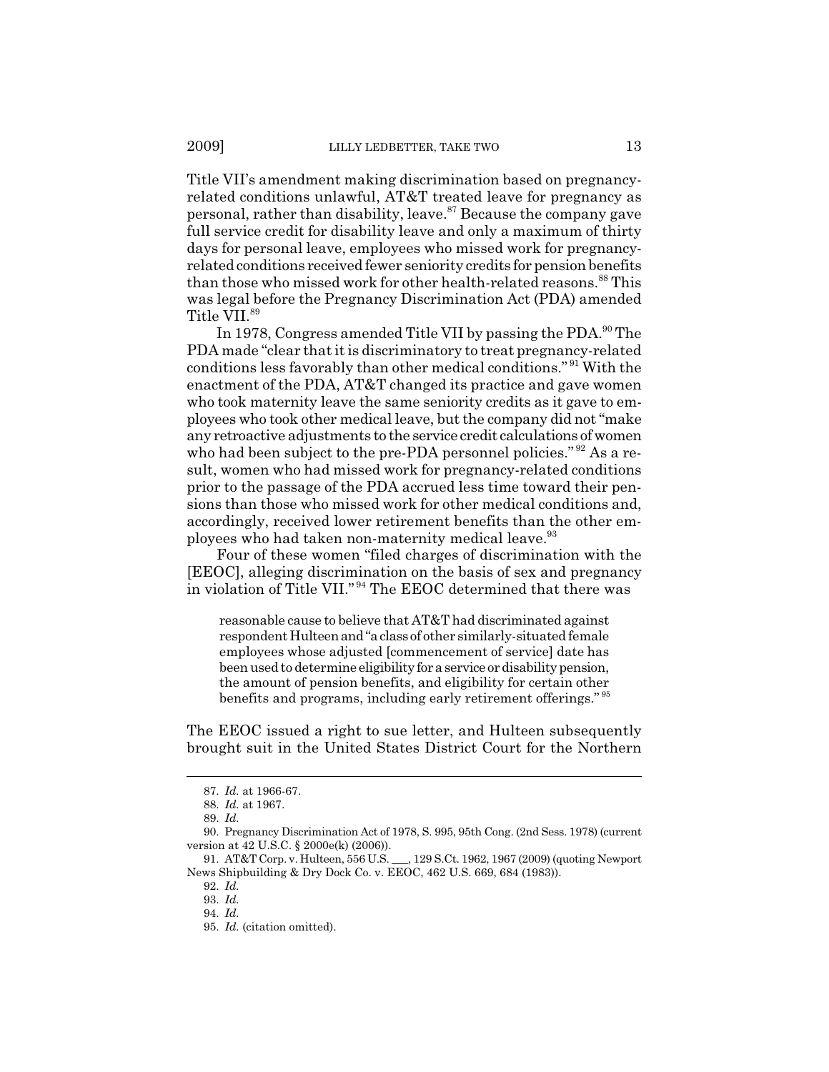Title VII's amendment making discrimination based on pregnancy-related conditions unlawful, AT&T treated leave for pregnancy as personal, rather than disability, leave.[87] Because the company gave full service credit for disability leave and only a maximum of thirty days for personal leave, employees who missed work for pregnancy-related conditions received fewer seniority credits for pension benefits than those who missed work for other health-related reasons.[88] This was legal before the Pregnancy Discrimination Act (PDA) amended Title VII.[89]

In 1978, Congress amended Title VII by passing the PDA.[90] The PDA made "clear that it is discriminatory to treat pregnancy-related conditions less favorably than other medical conditions."[91] With the enactment of the PDA, AT&T changed its practice and gave women who took maternity leave the same seniority credits as it gave to employees who took other medical leave, but the company did not "make any retroactive adjustments to the service credit calculations of women who had been subject to the pre-PDA personnel policies."[92] As a result, women who had missed work for pregnancy-related conditions prior to the passage of the PDA accrued less time toward their pensions than those who missed work for other medical conditions and, accordingly, received lower retirement benefits than the other employees who had taken non-maternity medical leave.[93]

Four of these women "filed charges of discrimination with the [EEOC], alleging discrimination on the basis of sex and pregnancy in violation of Title VII."[94] The EEOC determined that there was

> reasonable cause to believe that AT&T had discriminated against respondent Hulteen and "a class of other similarly-situated female employees whose adjusted [commencement of service] date has been used to determine eligibility for a service or disability pension, the amount of pension benefits, and eligibility for certain other benefits and programs, including early retirement offerings."[95]

The EEOC issued a right to sue letter, and Hulteen subsequently brought suit in the United States District Court for the Northern

---

87. *Id.* at 1966-67.

88. *Id.* at 1967.

89. *Id.*

90. Pregnancy Discrimination Act of 1978, S. 995, 95th Cong. (2nd Sess. 1978) (current version at 42 U.S.C. § 2000e(k) (2006)).

91. AT&T Corp. v. Hulteen, 556 U.S. ___, 129 S.Ct. 1962, 1967 (2009) (quoting Newport News Shipbuilding & Dry Dock Co. v. EEOC, 462 U.S. 669, 684 (1983)).

92. *Id.*

93. *Id.*

94. *Id.*

95. *Id.* (citation omitted).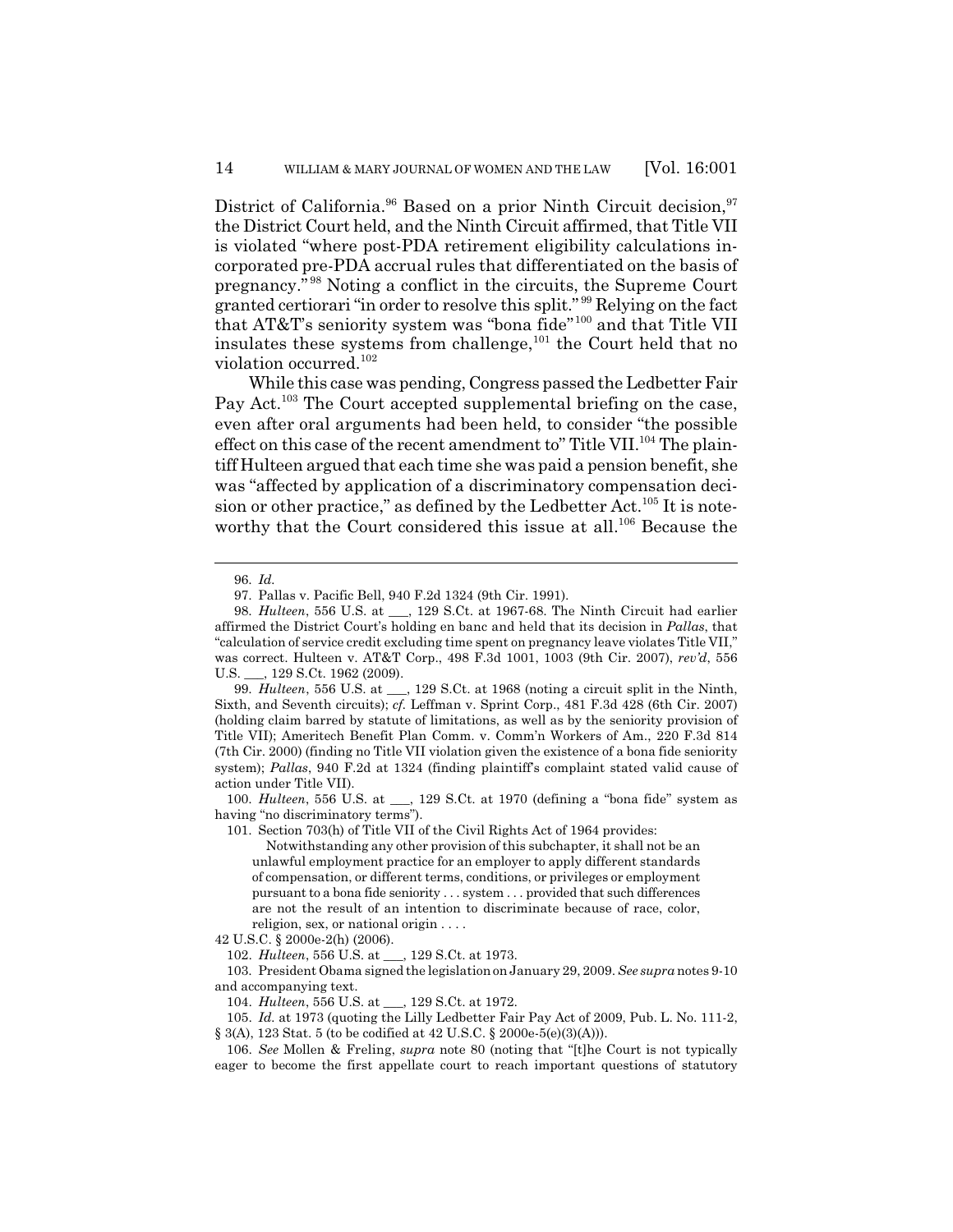District of California.[96] Based on a prior Ninth Circuit decision,[97] the District Court held, and the Ninth Circuit affirmed, that Title VII is violated "where post-PDA retirement eligibility calculations incorporated pre-PDA accrual rules that differentiated on the basis of pregnancy."[98] Noting a conflict in the circuits, the Supreme Court granted certiorari "in order to resolve this split."[99] Relying on the fact that AT&T's seniority system was "bona fide"[100] and that Title VII insulates these systems from challenge,[101] the Court held that no violation occurred.[102]

While this case was pending, Congress passed the Ledbetter Fair Pay Act.[103] The Court accepted supplemental briefing on the case, even after oral arguments had been held, to consider "the possible effect on this case of the recent amendment to" Title VII.[104] The plaintiff Hulteen argued that each time she was paid a pension benefit, she was "affected by application of a discriminatory compensation decision or other practice," as defined by the Ledbetter Act.[105] It is noteworthy that the Court considered this issue at all.[106] Because the

---

96. *Id.*

97. Pallas v. Pacific Bell, 940 F.2d 1324 (9th Cir. 1991).

98. *Hulteen*, 556 U.S. at ___, 129 S.Ct. at 1967-68. The Ninth Circuit had earlier affirmed the District Court's holding en banc and held that its decision in *Pallas*, that "calculation of service credit excluding time spent on pregnancy leave violates Title VII," was correct. Hulteen v. AT&T Corp., 498 F.3d 1001, 1003 (9th Cir. 2007), *rev'd*, 556 U.S. ___, 129 S.Ct. 1962 (2009).

99. *Hulteen*, 556 U.S. at ___, 129 S.Ct. at 1968 (noting a circuit split in the Ninth, Sixth, and Seventh circuits); *cf.* Leffman v. Sprint Corp., 481 F.3d 428 (6th Cir. 2007) (holding claim barred by statute of limitations, as well as by the seniority provision of Title VII); Ameritech Benefit Plan Comm. v. Comm'n Workers of Am., 220 F.3d 814 (7th Cir. 2000) (finding no Title VII violation given the existence of a bona fide seniority system); *Pallas*, 940 F.2d at 1324 (finding plaintiff's complaint stated valid cause of action under Title VII).

100. *Hulteen*, 556 U.S. at ___, 129 S.Ct. at 1970 (defining a "bona fide" system as having "no discriminatory terms").

101. Section 703(h) of Title VII of the Civil Rights Act of 1964 provides:

> Notwithstanding any other provision of this subchapter, it shall not be an unlawful employment practice for an employer to apply different standards of compensation, or different terms, conditions, or privileges or employment pursuant to a bona fide seniority . . . system . . . provided that such differences are not the result of an intention to discriminate because of race, color, religion, sex, or national origin . . . .

42 U.S.C. § 2000e-2(h) (2006).

102. *Hulteen*, 556 U.S. at ___, 129 S.Ct. at 1973.

103. President Obama signed the legislation on January 29, 2009. *See supra* notes 9-10 and accompanying text.

104. *Hulteen*, 556 U.S. at ___, 129 S.Ct. at 1972.

105. *Id.* at 1973 (quoting the Lilly Ledbetter Fair Pay Act of 2009, Pub. L. No. 111-2, § 3(A), 123 Stat. 5 (to be codified at 42 U.S.C. § 2000e-5(e)(3)(A))).

106. *See* Mollen & Freling, *supra* note 80 (noting that "[t]he Court is not typically eager to become the first appellate court to reach important questions of statutory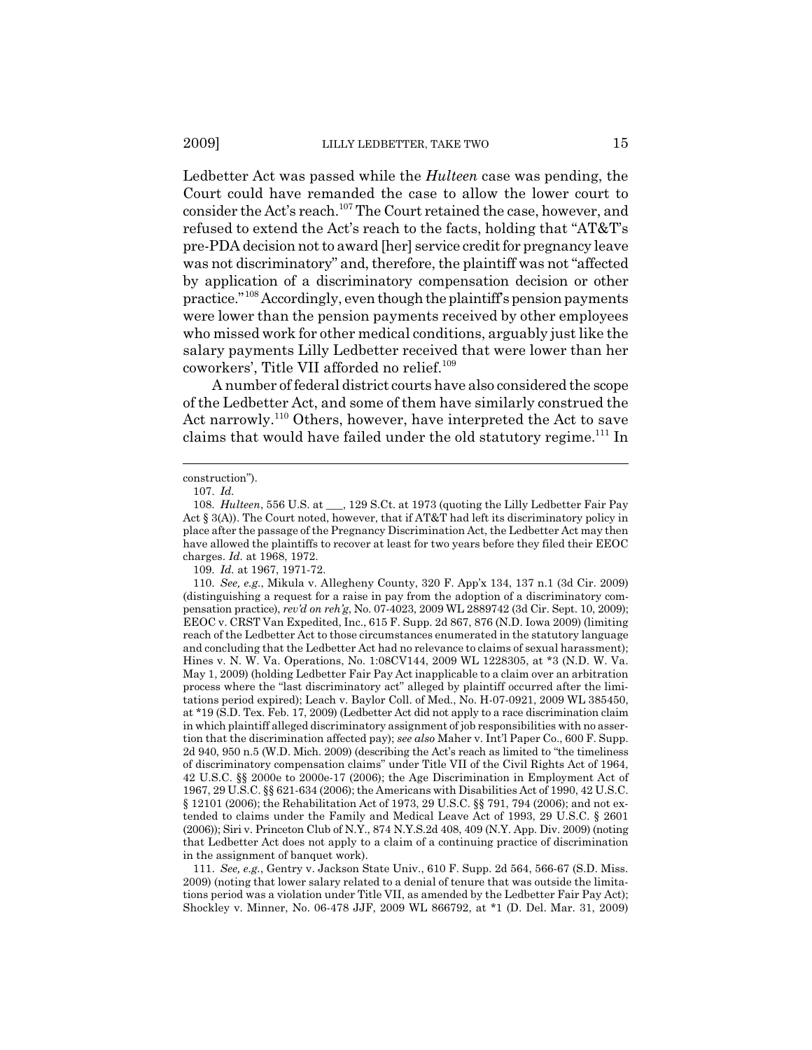Ledbetter Act was passed while the *Hulteen* case was pending, the Court could have remanded the case to allow the lower court to consider the Act's reach.[107] The Court retained the case, however, and refused to extend the Act's reach to the facts, holding that "AT&T's pre-PDA decision not to award [her] service credit for pregnancy leave was not discriminatory" and, therefore, the plaintiff was not "affected by application of a discriminatory compensation decision or other practice."[108] Accordingly, even though the plaintiff's pension payments were lower than the pension payments received by other employees who missed work for other medical conditions, arguably just like the salary payments Lilly Ledbetter received that were lower than her coworkers', Title VII afforded no relief.[109]

A number of federal district courts have also considered the scope of the Ledbetter Act, and some of them have similarly construed the Act narrowly.[110] Others, however, have interpreted the Act to save claims that would have failed under the old statutory regime.[111] In

---

construction").

107. *Id.*

108. *Hulteen*, 556 U.S. at ___, 129 S.Ct. at 1973 (quoting the Lilly Ledbetter Fair Pay Act § 3(A)). The Court noted, however, that if AT&T had left its discriminatory policy in place after the passage of the Pregnancy Discrimination Act, the Ledbetter Act may then have allowed the plaintiffs to recover at least for two years before they filed their EEOC charges. *Id.* at 1968, 1972.

109. *Id.* at 1967, 1971-72.

110. *See, e.g.*, Mikula v. Allegheny County, 320 F. App'x 134, 137 n.1 (3d Cir. 2009) (distinguishing a request for a raise in pay from the adoption of a discriminatory compensation practice), *rev'd on reh'g*, No. 07-4023, 2009 WL 2889742 (3d Cir. Sept. 10, 2009); EEOC v. CRST Van Expedited, Inc., 615 F. Supp. 2d 867, 876 (N.D. Iowa 2009) (limiting reach of the Ledbetter Act to those circumstances enumerated in the statutory language and concluding that the Ledbetter Act had no relevance to claims of sexual harassment); Hines v. N. W. Va. Operations, No. 1:08CV144, 2009 WL 1228305, at *3 (N.D. W. Va. May 1, 2009) (holding Ledbetter Fair Pay Act inapplicable to a claim over an arbitration process where the "last discriminatory act" alleged by plaintiff occurred after the limitations period expired); Leach v. Baylor Coll. of Med., No. H-07-0921, 2009 WL 385450, at *19 (S.D. Tex. Feb. 17, 2009) (Ledbetter Act did not apply to a race discrimination claim in which plaintiff alleged discriminatory assignment of job responsibilities with no assertion that the discrimination affected pay); *see also* Maher v. Int'l Paper Co., 600 F. Supp. 2d 940, 950 n.5 (W.D. Mich. 2009) (describing the Act's reach as limited to "the timeliness of discriminatory compensation claims" under Title VII of the Civil Rights Act of 1964, 42 U.S.C. §§ 2000e to 2000e-17 (2006); the Age Discrimination in Employment Act of 1967, 29 U.S.C. §§ 621-634 (2006); the Americans with Disabilities Act of 1990, 42 U.S.C. § 12101 (2006); the Rehabilitation Act of 1973, 29 U.S.C. §§ 791, 794 (2006); and not extended to claims under the Family and Medical Leave Act of 1993, 29 U.S.C. § 2601 (2006)); Siri v. Princeton Club of N.Y., 874 N.Y.S.2d 408, 409 (N.Y. App. Div. 2009) (noting that Ledbetter Act does not apply to a claim of a continuing practice of discrimination in the assignment of banquet work).

111. *See, e.g.*, Gentry v. Jackson State Univ., 610 F. Supp. 2d 564, 566-67 (S.D. Miss. 2009) (noting that lower salary related to a denial of tenure that was outside the limitations period was a violation under Title VII, as amended by the Ledbetter Fair Pay Act); Shockley v. Minner, No. 06-478 JJF, 2009 WL 866792, at *1 (D. Del. Mar. 31, 2009)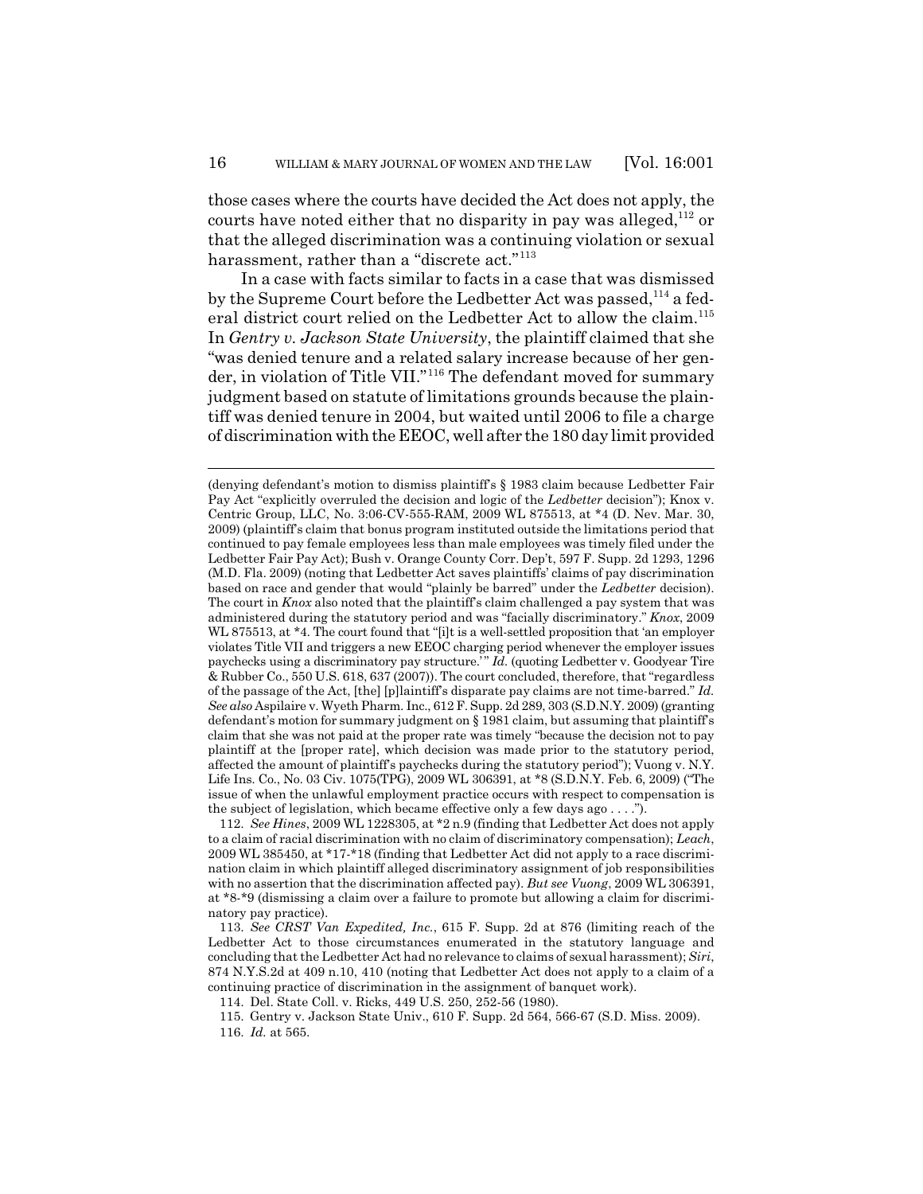those cases where the courts have decided the Act does not apply, the courts have noted either that no disparity in pay was alleged,[112] or that the alleged discrimination was a continuing violation or sexual harassment, rather than a "discrete act."[113]

In a case with facts similar to facts in a case that was dismissed by the Supreme Court before the Ledbetter Act was passed,[114] a federal district court relied on the Ledbetter Act to allow the claim.[115] In *Gentry v. Jackson State University*, the plaintiff claimed that she "was denied tenure and a related salary increase because of her gender, in violation of Title VII."[116] The defendant moved for summary judgment based on statute of limitations grounds because the plaintiff was denied tenure in 2004, but waited until 2006 to file a charge of discrimination with the EEOC, well after the 180 day limit provided

---

(denying defendant's motion to dismiss plaintiff's § 1983 claim because Ledbetter Fair Pay Act "explicitly overruled the decision and logic of the *Ledbetter* decision"); Knox v. Centric Group, LLC, No. 3:06-CV-555-RAM, 2009 WL 875513, at *4 (D. Nev. Mar. 30, 2009) (plaintiff's claim that bonus program instituted outside the limitations period that continued to pay female employees less than male employees was timely filed under the Ledbetter Fair Pay Act); Bush v. Orange County Corr. Dep't, 597 F. Supp. 2d 1293, 1296 (M.D. Fla. 2009) (noting that Ledbetter Act saves plaintiffs' claims of pay discrimination based on race and gender that would "plainly be barred" under the *Ledbetter* decision). The court in *Knox* also noted that the plaintiff's claim challenged a pay system that was administered during the statutory period and was "facially discriminatory." *Knox*, 2009 WL 875513, at *4. The court found that "[i]t is a well-settled proposition that 'an employer violates Title VII and triggers a new EEOC charging period whenever the employer issues paychecks using a discriminatory pay structure.'" *Id.* (quoting Ledbetter v. Goodyear Tire & Rubber Co., 550 U.S. 618, 637 (2007)). The court concluded, therefore, that "regardless of the passage of the Act, [the] [p]laintiff's disparate pay claims are not time-barred." *Id.* *See also* Aspilaire v. Wyeth Pharm. Inc., 612 F. Supp. 2d 289, 303 (S.D.N.Y. 2009) (granting defendant's motion for summary judgment on § 1981 claim, but assuming that plaintiff's claim that she was not paid at the proper rate was timely "because the decision not to pay plaintiff at the [proper rate], which decision was made prior to the statutory period, affected the amount of plaintiff's paychecks during the statutory period"); Vuong v. N.Y. Life Ins. Co., No. 03 Civ. 1075(TPG), 2009 WL 306391, at *8 (S.D.N.Y. Feb. 6, 2009) ("The issue of when the unlawful employment practice occurs with respect to compensation is the subject of legislation, which became effective only a few days ago . . . .").

112. *See Hines*, 2009 WL 1228305, at *2 n.9 (finding that Ledbetter Act does not apply to a claim of racial discrimination with no claim of discriminatory compensation); *Leach*, 2009 WL 385450, at *17-*18 (finding that Ledbetter Act did not apply to a race discrimination claim in which plaintiff alleged discriminatory assignment of job responsibilities with no assertion that the discrimination affected pay). *But see Vuong*, 2009 WL 306391, at *8-*9 (dismissing a claim over a failure to promote but allowing a claim for discriminatory pay practice).

113. *See CRST Van Expedited, Inc.*, 615 F. Supp. 2d at 876 (limiting reach of the Ledbetter Act to those circumstances enumerated in the statutory language and concluding that the Ledbetter Act had no relevance to claims of sexual harassment); *Siri*, 874 N.Y.S.2d at 409 n.10, 410 (noting that Ledbetter Act does not apply to a claim of a continuing practice of discrimination in the assignment of banquet work).

114. Del. State Coll. v. Ricks, 449 U.S. 250, 252-56 (1980).

115. Gentry v. Jackson State Univ., 610 F. Supp. 2d 564, 566-67 (S.D. Miss. 2009).

116. *Id.* at 565.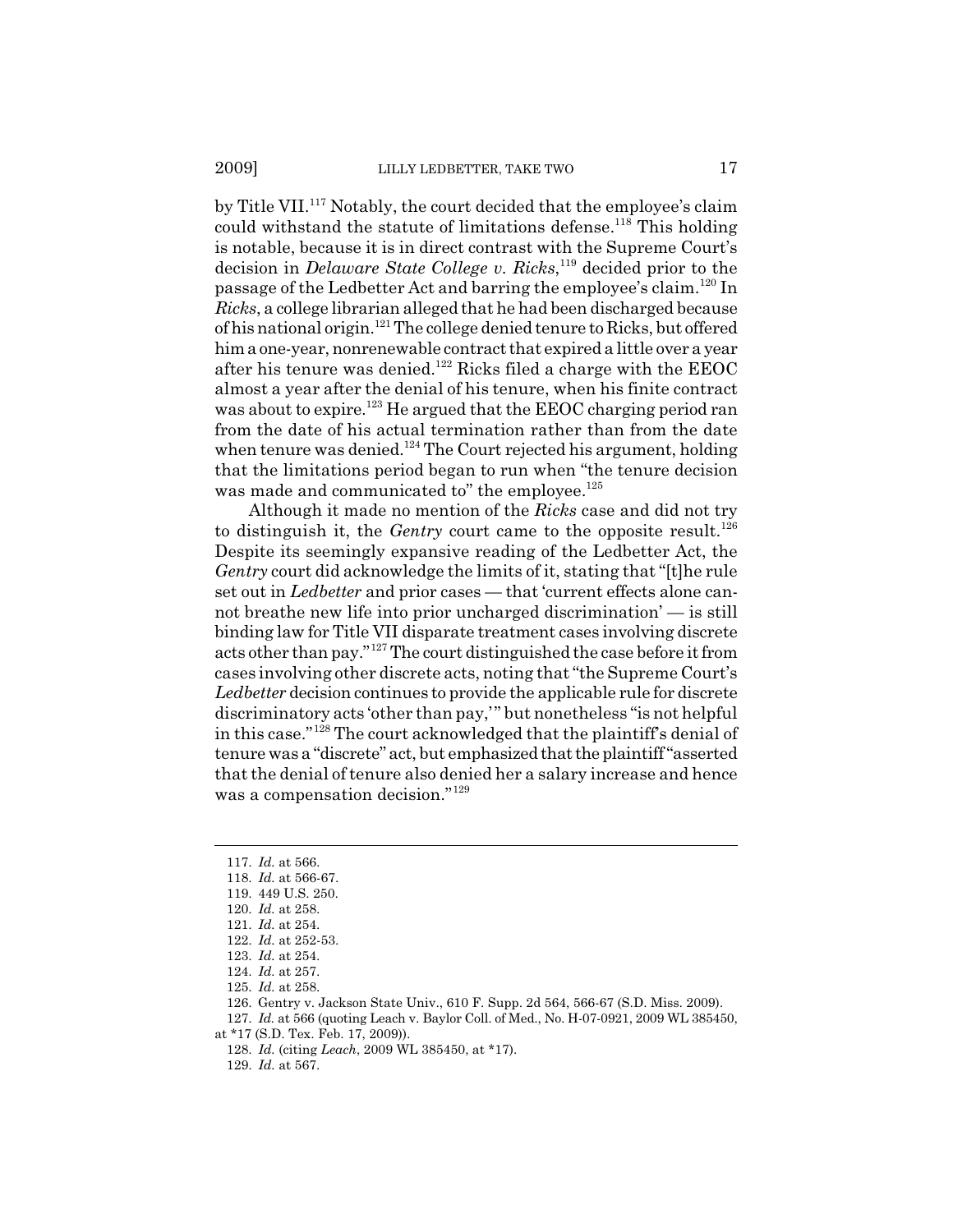by Title VII.[117] Notably, the court decided that the employee's claim could withstand the statute of limitations defense.[118] This holding is notable, because it is in direct contrast with the Supreme Court's decision in *Delaware State College v. Ricks*,[119] decided prior to the passage of the Ledbetter Act and barring the employee's claim.[120] In *Ricks*, a college librarian alleged that he had been discharged because of his national origin.[121] The college denied tenure to Ricks, but offered him a one-year, nonrenewable contract that expired a little over a year after his tenure was denied.[122] Ricks filed a charge with the EEOC almost a year after the denial of his tenure, when his finite contract was about to expire.[123] He argued that the EEOC charging period ran from the date of his actual termination rather than from the date when tenure was denied.[124] The Court rejected his argument, holding that the limitations period began to run when "the tenure decision was made and communicated to" the employee.[125]

Although it made no mention of the *Ricks* case and did not try to distinguish it, the *Gentry* court came to the opposite result.[126] Despite its seemingly expansive reading of the Ledbetter Act, the *Gentry* court did acknowledge the limits of it, stating that "[t]he rule set out in *Ledbetter* and prior cases — that 'current effects alone cannot breathe new life into prior uncharged discrimination' — is still binding law for Title VII disparate treatment cases involving discrete acts other than pay."[127] The court distinguished the case before it from cases involving other discrete acts, noting that "the Supreme Court's *Ledbetter* decision continues to provide the applicable rule for discrete discriminatory acts 'other than pay,'" but nonetheless "is not helpful in this case."[128] The court acknowledged that the plaintiff's denial of tenure was a "discrete" act, but emphasized that the plaintiff "asserted that the denial of tenure also denied her a salary increase and hence was a compensation decision."[129]

---

117. *Id.* at 566.
118. *Id.* at 566-67.
119. 449 U.S. 250.
120. *Id.* at 258.
121. *Id.* at 254.
122. *Id.* at 252-53.
123. *Id.* at 254.
124. *Id.* at 257.
125. *Id.* at 258.
126. Gentry v. Jackson State Univ., 610 F. Supp. 2d 564, 566-67 (S.D. Miss. 2009).
127. *Id.* at 566 (quoting Leach v. Baylor Coll. of Med., No. H-07-0921, 2009 WL 385450, at *17 (S.D. Tex. Feb. 17, 2009)).
128. *Id.* (citing *Leach*, 2009 WL 385450, at *17).
129. *Id.* at 567.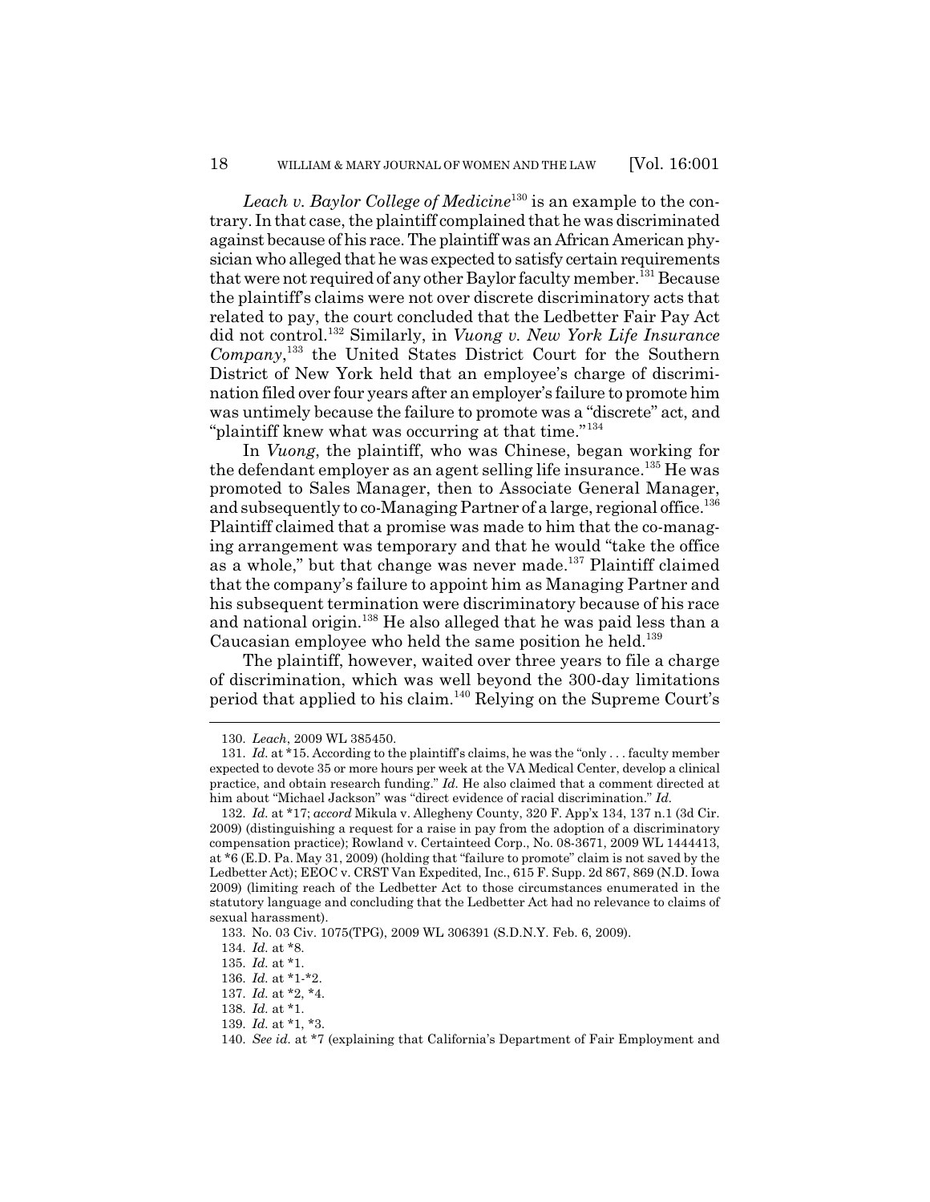*Leach v. Baylor College of Medicine*[130] is an example to the contrary. In that case, the plaintiff complained that he was discriminated against because of his race. The plaintiff was an African American physician who alleged that he was expected to satisfy certain requirements that were not required of any other Baylor faculty member.[131] Because the plaintiff's claims were not over discrete discriminatory acts that related to pay, the court concluded that the Ledbetter Fair Pay Act did not control.[132] Similarly, in *Vuong v. New York Life Insurance Company*,[133] the United States District Court for the Southern District of New York held that an employee's charge of discrimination filed over four years after an employer's failure to promote him was untimely because the failure to promote was a "discrete" act, and "plaintiff knew what was occurring at that time."[134]

In *Vuong*, the plaintiff, who was Chinese, began working for the defendant employer as an agent selling life insurance.[135] He was promoted to Sales Manager, then to Associate General Manager, and subsequently to co-Managing Partner of a large, regional office.[136] Plaintiff claimed that a promise was made to him that the co-managing arrangement was temporary and that he would "take the office as a whole," but that change was never made.[137] Plaintiff claimed that the company's failure to appoint him as Managing Partner and his subsequent termination were discriminatory because of his race and national origin.[138] He also alleged that he was paid less than a Caucasian employee who held the same position he held.[139]

The plaintiff, however, waited over three years to file a charge of discrimination, which was well beyond the 300-day limitations period that applied to his claim.[140] Relying on the Supreme Court's

---

130. *Leach*, 2009 WL 385450.

131. *Id.* at \*15. According to the plaintiff's claims, he was the "only . . . faculty member expected to devote 35 or more hours per week at the VA Medical Center, develop a clinical practice, and obtain research funding." *Id.* He also claimed that a comment directed at him about "Michael Jackson" was "direct evidence of racial discrimination." *Id.*

132. *Id.* at \*17; *accord* Mikula v. Allegheny County, 320 F. App'x 134, 137 n.1 (3d Cir. 2009) (distinguishing a request for a raise in pay from the adoption of a discriminatory compensation practice); Rowland v. Certainteed Corp., No. 08-3671, 2009 WL 1444413, at \*6 (E.D. Pa. May 31, 2009) (holding that "failure to promote" claim is not saved by the Ledbetter Act); EEOC v. CRST Van Expedited, Inc., 615 F. Supp. 2d 867, 869 (N.D. Iowa 2009) (limiting reach of the Ledbetter Act to those circumstances enumerated in the statutory language and concluding that the Ledbetter Act had no relevance to claims of sexual harassment).

133. No. 03 Civ. 1075(TPG), 2009 WL 306391 (S.D.N.Y. Feb. 6, 2009).

134. *Id.* at \*8.

135. *Id.* at \*1.

136. *Id.* at \*1-\*2.

137. *Id.* at \*2, \*4.

138. *Id.* at \*1.

139. *Id.* at \*1, \*3.

140. *See id.* at \*7 (explaining that California's Department of Fair Employment and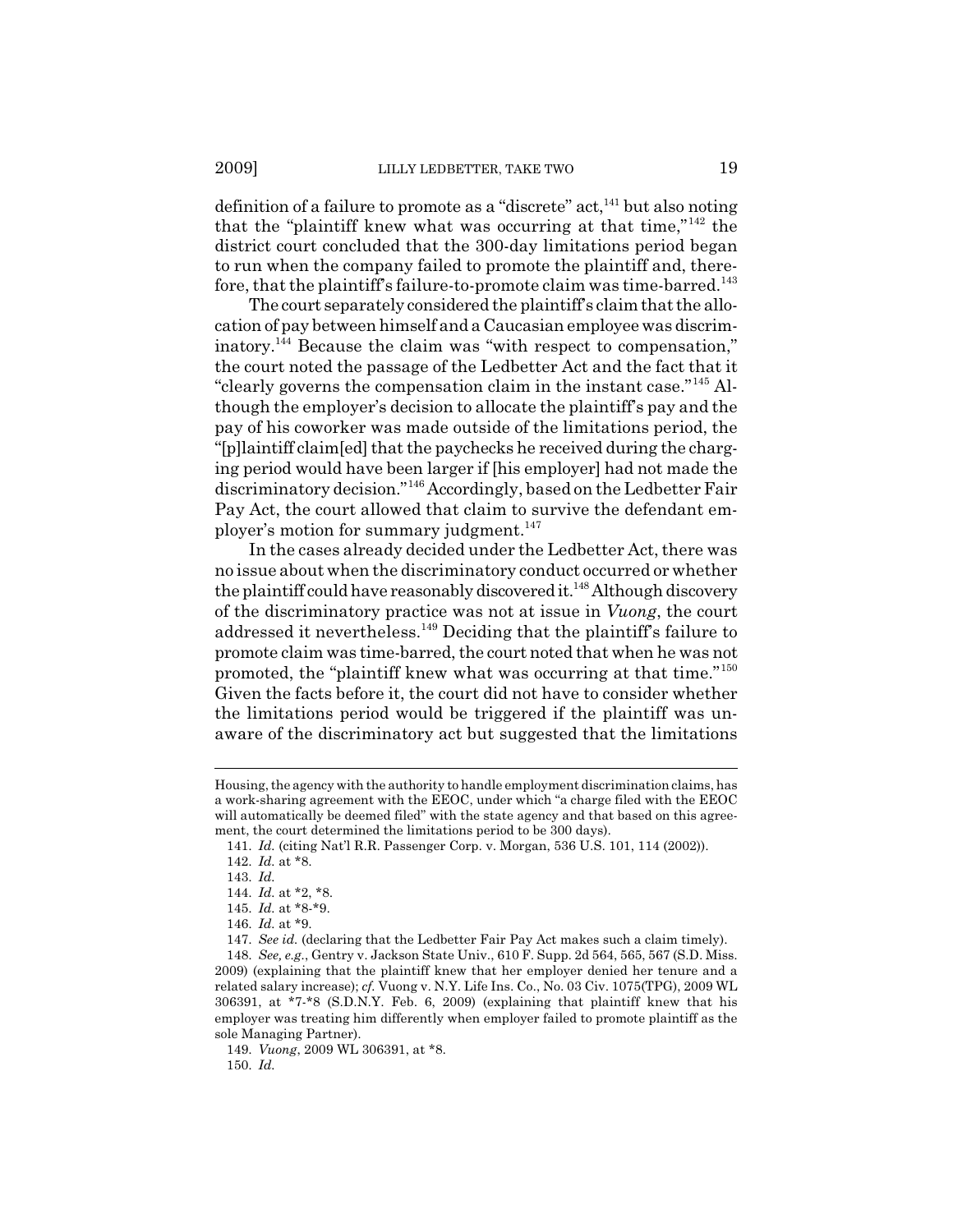definition of a failure to promote as a "discrete" act,[141] but also noting that the "plaintiff knew what was occurring at that time,"[142] the district court concluded that the 300-day limitations period began to run when the company failed to promote the plaintiff and, therefore, that the plaintiff's failure-to-promote claim was time-barred.[143]

The court separately considered the plaintiff's claim that the allocation of pay between himself and a Caucasian employee was discriminatory.[144] Because the claim was "with respect to compensation," the court noted the passage of the Ledbetter Act and the fact that it "clearly governs the compensation claim in the instant case."[145] Although the employer's decision to allocate the plaintiff's pay and the pay of his coworker was made outside of the limitations period, the "[p]laintiff claim[ed] that the paychecks he received during the charging period would have been larger if [his employer] had not made the discriminatory decision."[146] Accordingly, based on the Ledbetter Fair Pay Act, the court allowed that claim to survive the defendant employer's motion for summary judgment.[147]

In the cases already decided under the Ledbetter Act, there was no issue about when the discriminatory conduct occurred or whether the plaintiff could have reasonably discovered it.[148] Although discovery of the discriminatory practice was not at issue in *Vuong*, the court addressed it nevertheless.[149] Deciding that the plaintiff's failure to promote claim was time-barred, the court noted that when he was not promoted, the "plaintiff knew what was occurring at that time."[150] Given the facts before it, the court did not have to consider whether the limitations period would be triggered if the plaintiff was unaware of the discriminatory act but suggested that the limitations

---

Housing, the agency with the authority to handle employment discrimination claims, has a work-sharing agreement with the EEOC, under which "a charge filed with the EEOC will automatically be deemed filed" with the state agency and that based on this agreement, the court determined the limitations period to be 300 days).

141. *Id.* (citing Nat'l R.R. Passenger Corp. v. Morgan, 536 U.S. 101, 114 (2002)).

142. *Id.* at *8.

143. *Id.*

144. *Id.* at *2, *8.

145. *Id.* at *8-*9.

146. *Id.* at *9.

147. *See id.* (declaring that the Ledbetter Fair Pay Act makes such a claim timely).

148. *See, e.g.*, Gentry v. Jackson State Univ., 610 F. Supp. 2d 564, 565, 567 (S.D. Miss. 2009) (explaining that the plaintiff knew that her employer denied her tenure and a related salary increase); *cf.* Vuong v. N.Y. Life Ins. Co., No. 03 Civ. 1075(TPG), 2009 WL 306391, at *7-*8 (S.D.N.Y. Feb. 6, 2009) (explaining that plaintiff knew that his employer was treating him differently when employer failed to promote plaintiff as the sole Managing Partner).

149. *Vuong*, 2009 WL 306391, at *8.

150. *Id.*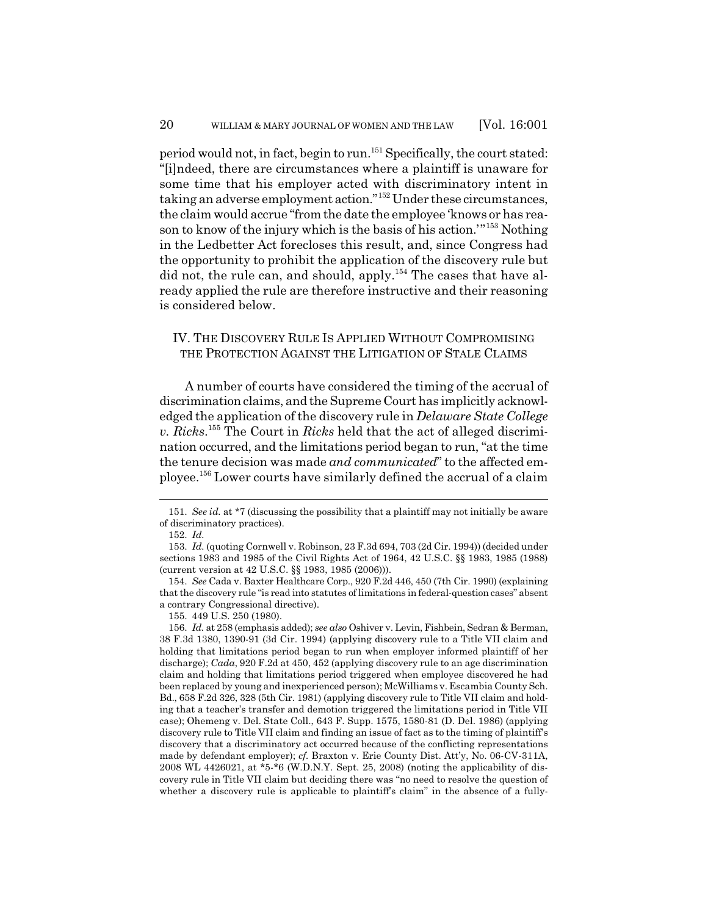period would not, in fact, begin to run.[151] Specifically, the court stated: "[i]ndeed, there are circumstances where a plaintiff is unaware for some time that his employer acted with discriminatory intent in taking an adverse employment action."[152] Under these circumstances, the claim would accrue "from the date the employee 'knows or has reason to know of the injury which is the basis of his action.'"[153] Nothing in the Ledbetter Act forecloses this result, and, since Congress had the opportunity to prohibit the application of the discovery rule but did not, the rule can, and should, apply.[154] The cases that have already applied the rule are therefore instructive and their reasoning is considered below.

## IV. THE DISCOVERY RULE IS APPLIED WITHOUT COMPROMISING THE PROTECTION AGAINST THE LITIGATION OF STALE CLAIMS

A number of courts have considered the timing of the accrual of discrimination claims, and the Supreme Court has implicitly acknowledged the application of the discovery rule in *Delaware State College v. Ricks*.[155] The Court in *Ricks* held that the act of alleged discrimination occurred, and the limitations period began to run, "at the time the tenure decision was made *and communicated*" to the affected employee.[156] Lower courts have similarly defined the accrual of a claim

---

151. *See id.* at *7 (discussing the possibility that a plaintiff may not initially be aware of discriminatory practices).

152. *Id.*

153. *Id.* (quoting Cornwell v. Robinson, 23 F.3d 694, 703 (2d Cir. 1994)) (decided under sections 1983 and 1985 of the Civil Rights Act of 1964, 42 U.S.C. §§ 1983, 1985 (1988) (current version at 42 U.S.C. §§ 1983, 1985 (2006))).

154. *See* Cada v. Baxter Healthcare Corp., 920 F.2d 446, 450 (7th Cir. 1990) (explaining that the discovery rule "is read into statutes of limitations in federal-question cases" absent a contrary Congressional directive).

155. 449 U.S. 250 (1980).

156. *Id.* at 258 (emphasis added); *see also* Oshiver v. Levin, Fishbein, Sedran & Berman, 38 F.3d 1380, 1390-91 (3d Cir. 1994) (applying discovery rule to a Title VII claim and holding that limitations period began to run when employer informed plaintiff of her discharge); *Cada*, 920 F.2d at 450, 452 (applying discovery rule to an age discrimination claim and holding that limitations period triggered when employee discovered he had been replaced by young and inexperienced person); McWilliams v. Escambia County Sch. Bd., 658 F.2d 326, 328 (5th Cir. 1981) (applying discovery rule to Title VII claim and holding that a teacher's transfer and demotion triggered the limitations period in Title VII case); Ohemeng v. Del. State Coll., 643 F. Supp. 1575, 1580-81 (D. Del. 1986) (applying discovery rule to Title VII claim and finding an issue of fact as to the timing of plaintiff's discovery that a discriminatory act occurred because of the conflicting representations made by defendant employer); *cf.* Braxton v. Erie County Dist. Att'y, No. 06-CV-311A, 2008 WL 4426021, at *5-*6 (W.D.N.Y. Sept. 25, 2008) (noting the applicability of discovery rule in Title VII claim but deciding there was "no need to resolve the question of whether a discovery rule is applicable to plaintiff's claim" in the absence of a fully-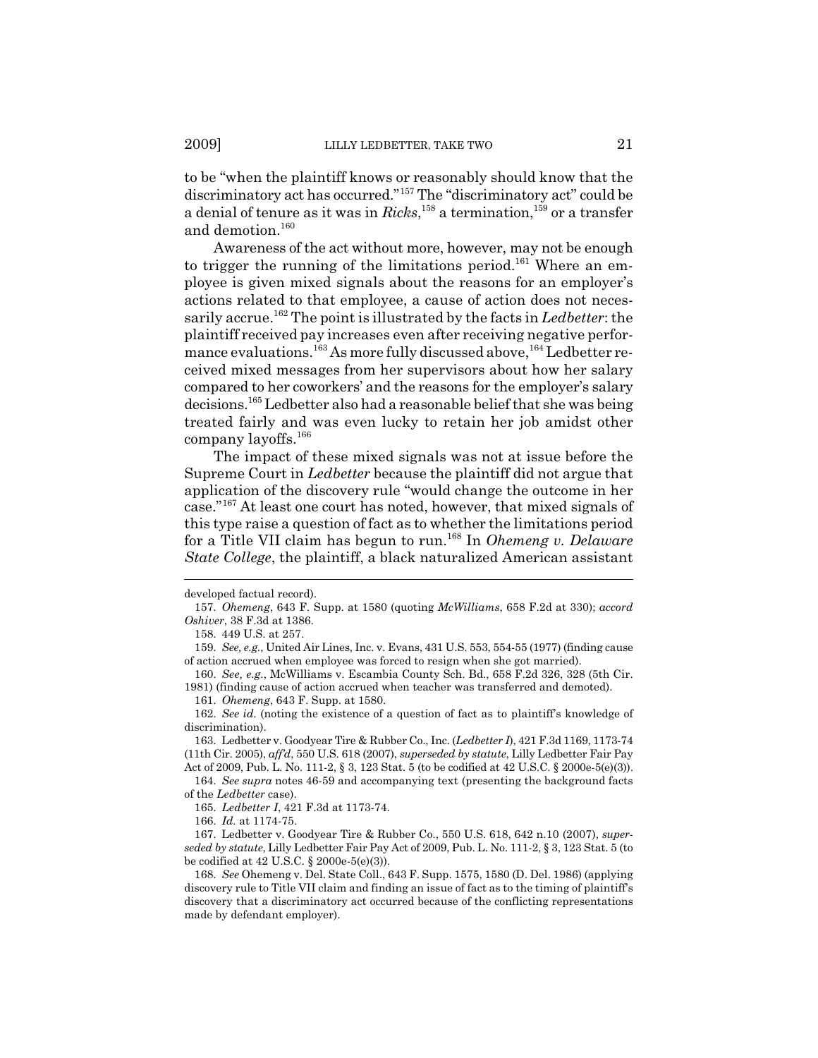to be "when the plaintiff knows or reasonably should know that the discriminatory act has occurred."[157] The "discriminatory act" could be a denial of tenure as it was in *Ricks*,[158] a termination,[159] or a transfer and demotion.[160]

Awareness of the act without more, however, may not be enough to trigger the running of the limitations period.[161] Where an employee is given mixed signals about the reasons for an employer's actions related to that employee, a cause of action does not necessarily accrue.[162] The point is illustrated by the facts in *Ledbetter*: the plaintiff received pay increases even after receiving negative performance evaluations.[163] As more fully discussed above,[164] Ledbetter received mixed messages from her supervisors about how her salary compared to her coworkers' and the reasons for the employer's salary decisions.[165] Ledbetter also had a reasonable belief that she was being treated fairly and was even lucky to retain her job amidst other company layoffs.[166]

The impact of these mixed signals was not at issue before the Supreme Court in *Ledbetter* because the plaintiff did not argue that application of the discovery rule "would change the outcome in her case."[167] At least one court has noted, however, that mixed signals of this type raise a question of fact as to whether the limitations period for a Title VII claim has begun to run.[168] In *Ohemeng v. Delaware State College*, the plaintiff, a black naturalized American assistant

---

developed factual record).

157. *Ohemeng*, 643 F. Supp. at 1580 (quoting *McWilliams*, 658 F.2d at 330); *accord Oshiver*, 38 F.3d at 1386.

158. 449 U.S. at 257.

159. *See, e.g.*, United Air Lines, Inc. v. Evans, 431 U.S. 553, 554-55 (1977) (finding cause of action accrued when employee was forced to resign when she got married).

160. *See, e.g.*, McWilliams v. Escambia County Sch. Bd., 658 F.2d 326, 328 (5th Cir. 1981) (finding cause of action accrued when teacher was transferred and demoted).

161. *Ohemeng*, 643 F. Supp. at 1580.

162. *See id.* (noting the existence of a question of fact as to plaintiff's knowledge of discrimination).

163. Ledbetter v. Goodyear Tire & Rubber Co., Inc. (*Ledbetter I*), 421 F.3d 1169, 1173-74 (11th Cir. 2005), *aff'd*, 550 U.S. 618 (2007), *superseded by statute*, Lilly Ledbetter Fair Pay Act of 2009, Pub. L. No. 111-2, § 3, 123 Stat. 5 (to be codified at 42 U.S.C. § 2000e-5(e)(3)).

164. *See supra* notes 46-59 and accompanying text (presenting the background facts of the *Ledbetter* case).

165. *Ledbetter I*, 421 F.3d at 1173-74.

166. *Id.* at 1174-75.

167. Ledbetter v. Goodyear Tire & Rubber Co., 550 U.S. 618, 642 n.10 (2007), *superseded by statute*, Lilly Ledbetter Fair Pay Act of 2009, Pub. L. No. 111-2, § 3, 123 Stat. 5 (to be codified at 42 U.S.C. § 2000e-5(e)(3)).

168. *See* Ohemeng v. Del. State Coll., 643 F. Supp. 1575, 1580 (D. Del. 1986) (applying discovery rule to Title VII claim and finding an issue of fact as to the timing of plaintiff's discovery that a discriminatory act occurred because of the conflicting representations made by defendant employer).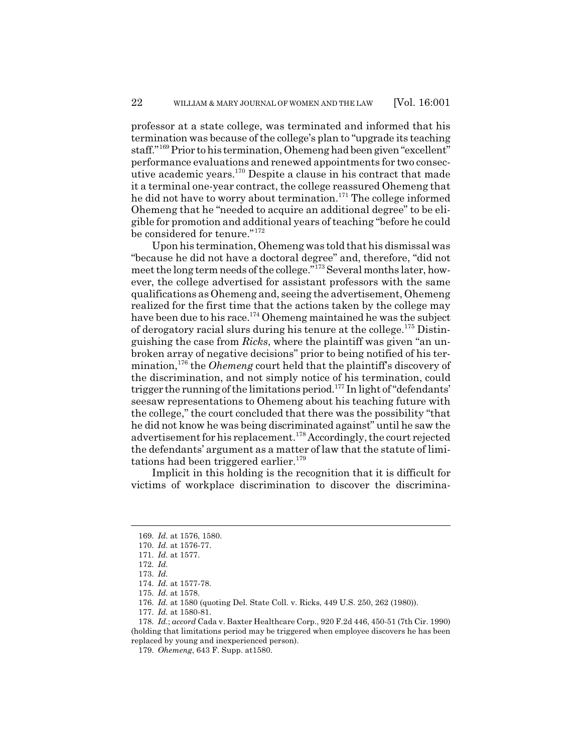professor at a state college, was terminated and informed that his termination was because of the college's plan to "upgrade its teaching staff."[169] Prior to his termination, Ohemeng had been given "excellent" performance evaluations and renewed appointments for two consecutive academic years.[170] Despite a clause in his contract that made it a terminal one-year contract, the college reassured Ohemeng that he did not have to worry about termination.[171] The college informed Ohemeng that he "needed to acquire an additional degree" to be eligible for promotion and additional years of teaching "before he could be considered for tenure."[172]

Upon his termination, Ohemeng was told that his dismissal was "because he did not have a doctoral degree" and, therefore, "did not meet the long term needs of the college."[173] Several months later, however, the college advertised for assistant professors with the same qualifications as Ohemeng and, seeing the advertisement, Ohemeng realized for the first time that the actions taken by the college may have been due to his race.[174] Ohemeng maintained he was the subject of derogatory racial slurs during his tenure at the college.[175] Distinguishing the case from *Ricks*, where the plaintiff was given "an unbroken array of negative decisions" prior to being notified of his termination,[176] the *Ohemeng* court held that the plaintiff's discovery of the discrimination, and not simply notice of his termination, could trigger the running of the limitations period.[177] In light of "defendants' seesaw representations to Ohemeng about his teaching future with the college," the court concluded that there was the possibility "that he did not know he was being discriminated against" until he saw the advertisement for his replacement.[178] Accordingly, the court rejected the defendants' argument as a matter of law that the statute of limitations had been triggered earlier.[179]

Implicit in this holding is the recognition that it is difficult for victims of workplace discrimination to discover the discrimina-

---

169. *Id.* at 1576, 1580.

170. *Id.* at 1576-77.

171. *Id.* at 1577.

172. *Id.*

173. *Id.*

174. *Id.* at 1577-78.

175. *Id.* at 1578.

176. *Id.* at 1580 (quoting Del. State Coll. v. Ricks, 449 U.S. 250, 262 (1980)).

177. *Id.* at 1580-81.

178. *Id.*; *accord* Cada v. Baxter Healthcare Corp., 920 F.2d 446, 450-51 (7th Cir. 1990) (holding that limitations period may be triggered when employee discovers he has been replaced by young and inexperienced person).

179. *Ohemeng*, 643 F. Supp. at1580.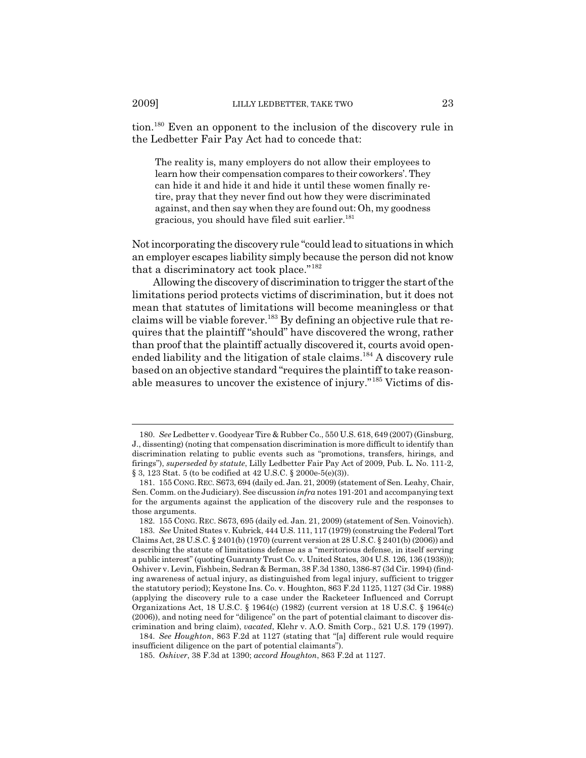tion.[180] Even an opponent to the inclusion of the discovery rule in the Ledbetter Fair Pay Act had to concede that:

> The reality is, many employers do not allow their employees to learn how their compensation compares to their coworkers'. They can hide it and hide it and hide it until these women finally retire, pray that they never find out how they were discriminated against, and then say when they are found out: Oh, my goodness gracious, you should have filed suit earlier.[181]

Not incorporating the discovery rule "could lead to situations in which an employer escapes liability simply because the person did not know that a discriminatory act took place."[182]

Allowing the discovery of discrimination to trigger the start of the limitations period protects victims of discrimination, but it does not mean that statutes of limitations will become meaningless or that claims will be viable forever.[183] By defining an objective rule that requires that the plaintiff "should" have discovered the wrong, rather than proof that the plaintiff actually discovered it, courts avoid open-ended liability and the litigation of stale claims.[184] A discovery rule based on an objective standard "requires the plaintiff to take reasonable measures to uncover the existence of injury."[185] Victims of dis-

---

180. *See* Ledbetter v. Goodyear Tire & Rubber Co., 550 U.S. 618, 649 (2007) (Ginsburg, J., dissenting) (noting that compensation discrimination is more difficult to identify than discrimination relating to public events such as "promotions, transfers, hirings, and firings"), *superseded by statute*, Lilly Ledbetter Fair Pay Act of 2009, Pub. L. No. 111-2, § 3, 123 Stat. 5 (to be codified at 42 U.S.C. § 2000e-5(e)(3)).

181. 155 CONG. REC. S673, 694 (daily ed. Jan. 21, 2009) (statement of Sen. Leahy, Chair, Sen. Comm. on the Judiciary). See discussion *infra* notes 191-201 and accompanying text for the arguments against the application of the discovery rule and the responses to those arguments.

182. 155 CONG. REC. S673, 695 (daily ed. Jan. 21, 2009) (statement of Sen. Voinovich).

183. *See* United States v. Kubrick, 444 U.S. 111, 117 (1979) (construing the Federal Tort Claims Act, 28 U.S.C. § 2401(b) (1970) (current version at 28 U.S.C. § 2401(b) (2006)) and describing the statute of limitations defense as a "meritorious defense, in itself serving a public interest" (quoting Guaranty Trust Co. v. United States, 304 U.S. 126, 136 (1938))); Oshiver v. Levin, Fishbein, Sedran & Berman, 38 F.3d 1380, 1386-87 (3d Cir. 1994) (finding awareness of actual injury, as distinguished from legal injury, sufficient to trigger the statutory period); Keystone Ins. Co. v. Houghton, 863 F.2d 1125, 1127 (3d Cir. 1988) (applying the discovery rule to a case under the Racketeer Influenced and Corrupt Organizations Act, 18 U.S.C. § 1964(c) (1982) (current version at 18 U.S.C. § 1964(c) (2006)), and noting need for "diligence" on the part of potential claimant to discover discrimination and bring claim), *vacated*, Klehr v. A.O. Smith Corp., 521 U.S. 179 (1997).

184. *See Houghton*, 863 F.2d at 1127 (stating that "[a] different rule would require insufficient diligence on the part of potential claimants").

185. *Oshiver*, 38 F.3d at 1390; *accord Houghton*, 863 F.2d at 1127.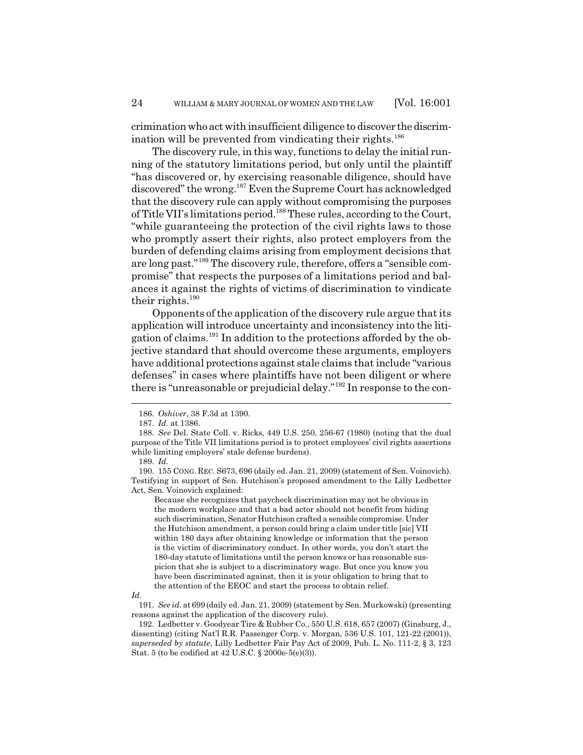crimination who act with insufficient diligence to discover the discrimination will be prevented from vindicating their rights.[186]

The discovery rule, in this way, functions to delay the initial running of the statutory limitations period, but only until the plaintiff "has discovered or, by exercising reasonable diligence, should have discovered" the wrong.[187] Even the Supreme Court has acknowledged that the discovery rule can apply without compromising the purposes of Title VII's limitations period.[188] These rules, according to the Court, "while guaranteeing the protection of the civil rights laws to those who promptly assert their rights, also protect employers from the burden of defending claims arising from employment decisions that are long past."[189] The discovery rule, therefore, offers a "sensible compromise" that respects the purposes of a limitations period and balances it against the rights of victims of discrimination to vindicate their rights.[190]

Opponents of the application of the discovery rule argue that its application will introduce uncertainty and inconsistency into the litigation of claims.[191] In addition to the protections afforded by the objective standard that should overcome these arguments, employers have additional protections against stale claims that include "various defenses" in cases where plaintiffs have not been diligent or where there is "unreasonable or prejudicial delay."[192] In response to the con-

---

186. *Oshiver*, 38 F.3d at 1390.

187. *Id.* at 1386.

188. *See* Del. State Coll. v. Ricks, 449 U.S. 250, 256-67 (1980) (noting that the dual purpose of the Title VII limitations period is to protect employees' civil rights assertions while limiting employers' stale defense burdens).

189. *Id.*

190. 155 CONG. REC. S673, 696 (daily ed. Jan. 21, 2009) (statement of Sen. Voinovich). Testifying in support of Sen. Hutchison's proposed amendment to the Lilly Ledbetter Act, Sen. Voinovich explained:

> Because she recognizes that paycheck discrimination may not be obvious in the modern workplace and that a bad actor should not benefit from hiding such discrimination, Senator Hutchison crafted a sensible compromise. Under the Hutchison amendment, a person could bring a claim under title [sic] VII within 180 days after obtaining knowledge or information that the person is the victim of discriminatory conduct. In other words, you don't start the 180-day statute of limitations until the person knows or has reasonable suspicion that she is subject to a discriminatory wage. But once you know you have been discriminated against, then it is your obligation to bring that to the attention of the EEOC and start the process to obtain relief.

*Id.*

191. *See id.* at 699 (daily ed. Jan. 21, 2009) (statement by Sen. Murkowski) (presenting reasons against the application of the discovery rule).

192. Ledbetter v. Goodyear Tire & Rubber Co., 550 U.S. 618, 657 (2007) (Ginsburg, J., dissenting) (citing Nat'l R.R. Passenger Corp. v. Morgan, 536 U.S. 101, 121-22 (2001)), *superseded by statute*, Lilly Ledbetter Fair Pay Act of 2009, Pub. L. No. 111-2, § 3, 123 Stat. 5 (to be codified at 42 U.S.C. § 2000e-5(e)(3)).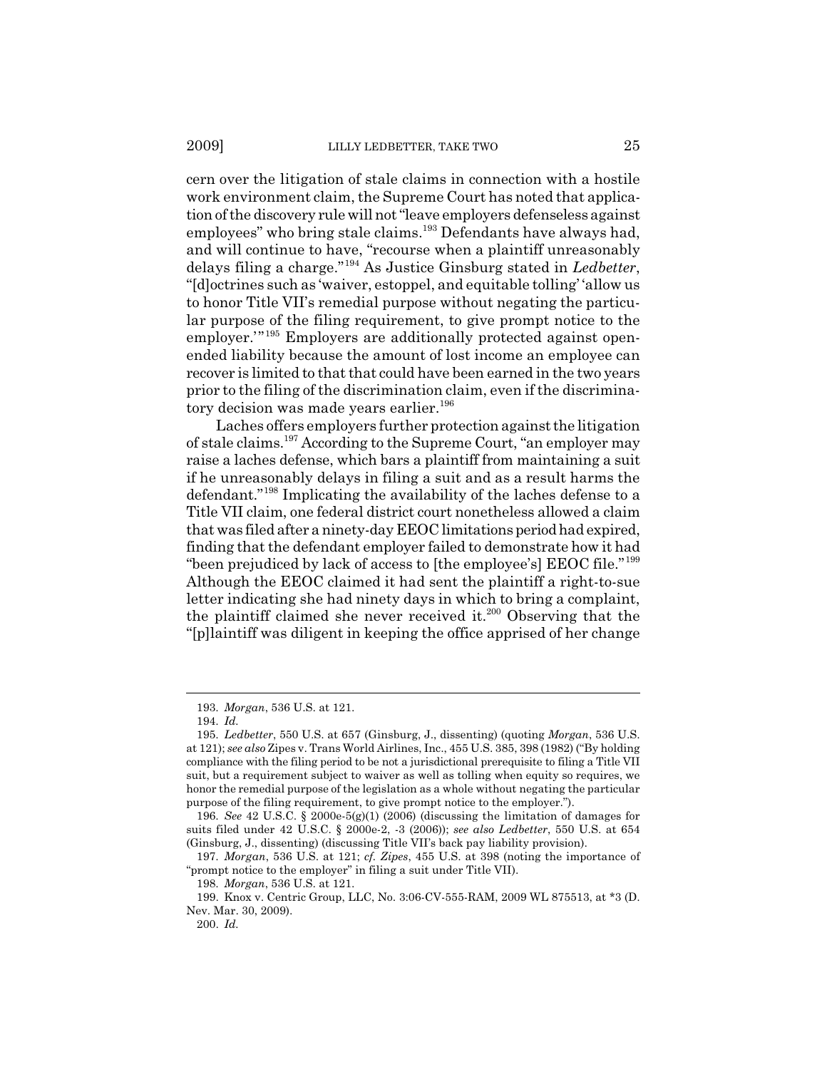cern over the litigation of stale claims in connection with a hostile work environment claim, the Supreme Court has noted that application of the discovery rule will not "leave employers defenseless against employees" who bring stale claims.[193] Defendants have always had, and will continue to have, "recourse when a plaintiff unreasonably delays filing a charge."[194] As Justice Ginsburg stated in *Ledbetter*, "[d]octrines such as 'waiver, estoppel, and equitable tolling' 'allow us to honor Title VII's remedial purpose without negating the particular purpose of the filing requirement, to give prompt notice to the employer.'"[195] Employers are additionally protected against open-ended liability because the amount of lost income an employee can recover is limited to that that could have been earned in the two years prior to the filing of the discrimination claim, even if the discriminatory decision was made years earlier.[196]

Laches offers employers further protection against the litigation of stale claims.[197] According to the Supreme Court, "an employer may raise a laches defense, which bars a plaintiff from maintaining a suit if he unreasonably delays in filing a suit and as a result harms the defendant."[198] Implicating the availability of the laches defense to a Title VII claim, one federal district court nonetheless allowed a claim that was filed after a ninety-day EEOC limitations period had expired, finding that the defendant employer failed to demonstrate how it had "been prejudiced by lack of access to [the employee's] EEOC file."[199] Although the EEOC claimed it had sent the plaintiff a right-to-sue letter indicating she had ninety days in which to bring a complaint, the plaintiff claimed she never received it.[200] Observing that the "[p]laintiff was diligent in keeping the office apprised of her change

---

193. *Morgan*, 536 U.S. at 121.

194. *Id.*

195. *Ledbetter*, 550 U.S. at 657 (Ginsburg, J., dissenting) (quoting *Morgan*, 536 U.S. at 121); *see also* Zipes v. Trans World Airlines, Inc., 455 U.S. 385, 398 (1982) ("By holding compliance with the filing period to be not a jurisdictional prerequisite to filing a Title VII suit, but a requirement subject to waiver as well as tolling when equity so requires, we honor the remedial purpose of the legislation as a whole without negating the particular purpose of the filing requirement, to give prompt notice to the employer.").

196. *See* 42 U.S.C. § 2000e-5(g)(1) (2006) (discussing the limitation of damages for suits filed under 42 U.S.C. § 2000e-2, -3 (2006)); *see also Ledbetter*, 550 U.S. at 654 (Ginsburg, J., dissenting) (discussing Title VII's back pay liability provision).

197. *Morgan*, 536 U.S. at 121; *cf. Zipes*, 455 U.S. at 398 (noting the importance of "prompt notice to the employer" in filing a suit under Title VII).

198. *Morgan*, 536 U.S. at 121.

199. Knox v. Centric Group, LLC, No. 3:06-CV-555-RAM, 2009 WL 875513, at *3 (D. Nev. Mar. 30, 2009).

200. *Id.*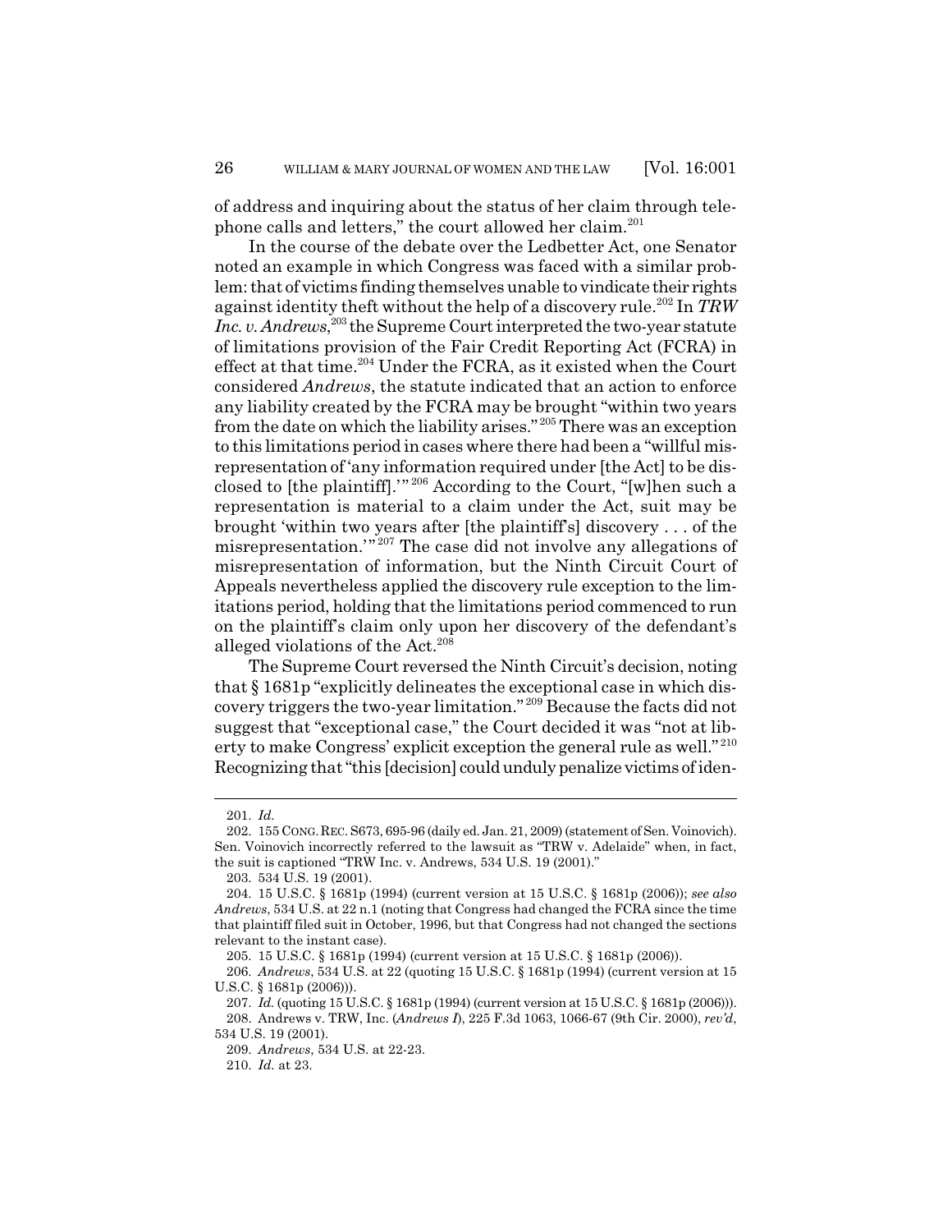of address and inquiring about the status of her claim through telephone calls and letters," the court allowed her claim.[201]

In the course of the debate over the Ledbetter Act, one Senator noted an example in which Congress was faced with a similar problem: that of victims finding themselves unable to vindicate their rights against identity theft without the help of a discovery rule.[202] In *TRW Inc. v. Andrews*,[203] the Supreme Court interpreted the two-year statute of limitations provision of the Fair Credit Reporting Act (FCRA) in effect at that time.[204] Under the FCRA, as it existed when the Court considered *Andrews*, the statute indicated that an action to enforce any liability created by the FCRA may be brought "within two years from the date on which the liability arises."[205] There was an exception to this limitations period in cases where there had been a "willful misrepresentation of 'any information required under [the Act] to be disclosed to [the plaintiff].'"[206] According to the Court, "[w]hen such a representation is material to a claim under the Act, suit may be brought 'within two years after [the plaintiff's] discovery . . . of the misrepresentation.'"[207] The case did not involve any allegations of misrepresentation of information, but the Ninth Circuit Court of Appeals nevertheless applied the discovery rule exception to the limitations period, holding that the limitations period commenced to run on the plaintiff's claim only upon her discovery of the defendant's alleged violations of the Act.[208]

The Supreme Court reversed the Ninth Circuit's decision, noting that § 1681p "explicitly delineates the exceptional case in which discovery triggers the two-year limitation."[209] Because the facts did not suggest that "exceptional case," the Court decided it was "not at liberty to make Congress' explicit exception the general rule as well."[210] Recognizing that "this [decision] could unduly penalize victims of iden-

---

201. *Id.*

202. 155 CONG. REC. S673, 695-96 (daily ed. Jan. 21, 2009) (statement of Sen. Voinovich). Sen. Voinovich incorrectly referred to the lawsuit as "TRW v. Adelaide" when, in fact, the suit is captioned "TRW Inc. v. Andrews, 534 U.S. 19 (2001)."

203. 534 U.S. 19 (2001).

204. 15 U.S.C. § 1681p (1994) (current version at 15 U.S.C. § 1681p (2006)); *see also Andrews*, 534 U.S. at 22 n.1 (noting that Congress had changed the FCRA since the time that plaintiff filed suit in October, 1996, but that Congress had not changed the sections relevant to the instant case).

205. 15 U.S.C. § 1681p (1994) (current version at 15 U.S.C. § 1681p (2006)).

206. *Andrews*, 534 U.S. at 22 (quoting 15 U.S.C. § 1681p (1994) (current version at 15 U.S.C. § 1681p (2006))).

207. *Id.* (quoting 15 U.S.C. § 1681p (1994) (current version at 15 U.S.C. § 1681p (2006))).

208. Andrews v. TRW, Inc. (*Andrews I*), 225 F.3d 1063, 1066-67 (9th Cir. 2000), *rev'd*, 534 U.S. 19 (2001).

209. *Andrews*, 534 U.S. at 22-23.

210. *Id.* at 23.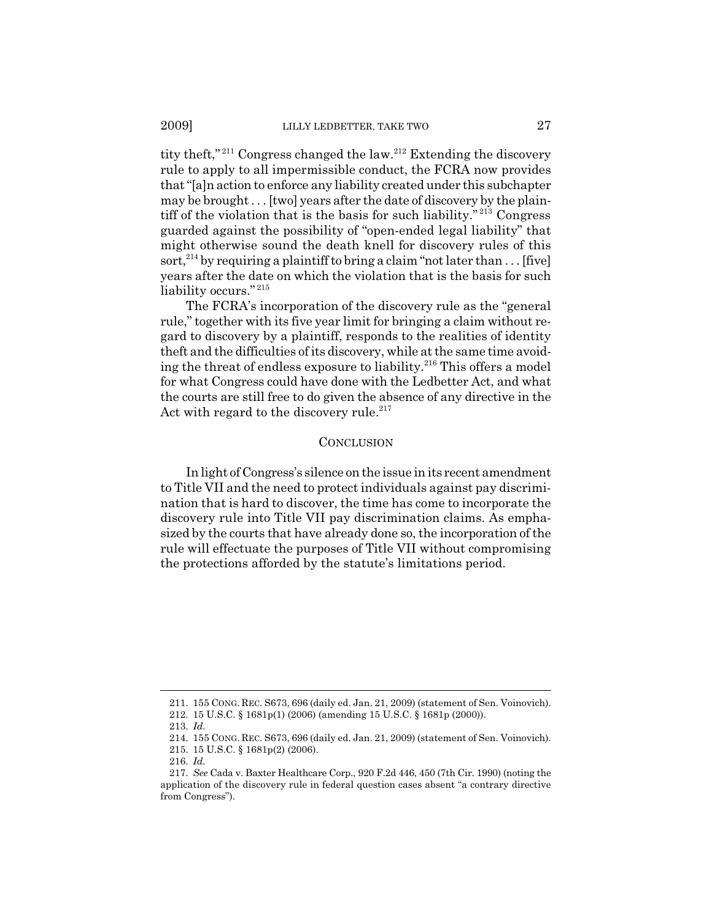tity theft,"[211] Congress changed the law.[212] Extending the discovery rule to apply to all impermissible conduct, the FCRA now provides that "[a]n action to enforce any liability created under this subchapter may be brought . . . [two] years after the date of discovery by the plaintiff of the violation that is the basis for such liability."[213] Congress guarded against the possibility of "open-ended legal liability" that might otherwise sound the death knell for discovery rules of this sort,[214] by requiring a plaintiff to bring a claim "not later than . . . [five] years after the date on which the violation that is the basis for such liability occurs."[215]

The FCRA's incorporation of the discovery rule as the "general rule," together with its five year limit for bringing a claim without regard to discovery by a plaintiff, responds to the realities of identity theft and the difficulties of its discovery, while at the same time avoiding the threat of endless exposure to liability.[216] This offers a model for what Congress could have done with the Ledbetter Act, and what the courts are still free to do given the absence of any directive in the Act with regard to the discovery rule.[217]

## CONCLUSION

In light of Congress's silence on the issue in its recent amendment to Title VII and the need to protect individuals against pay discrimination that is hard to discover, the time has come to incorporate the discovery rule into Title VII pay discrimination claims. As emphasized by the courts that have already done so, the incorporation of the rule will effectuate the purposes of Title VII without compromising the protections afforded by the statute's limitations period.

---

211. 155 CONG. REC. S673, 696 (daily ed. Jan. 21, 2009) (statement of Sen. Voinovich).

212. 15 U.S.C. § 1681p(1) (2006) (amending 15 U.S.C. § 1681p (2000)).

213. *Id.*

214. 155 CONG. REC. S673, 696 (daily ed. Jan. 21, 2009) (statement of Sen. Voinovich).

215. 15 U.S.C. § 1681p(2) (2006).

216. *Id.*

217. *See* Cada v. Baxter Healthcare Corp., 920 F.2d 446, 450 (7th Cir. 1990) (noting the application of the discovery rule in federal question cases absent "a contrary directive from Congress").